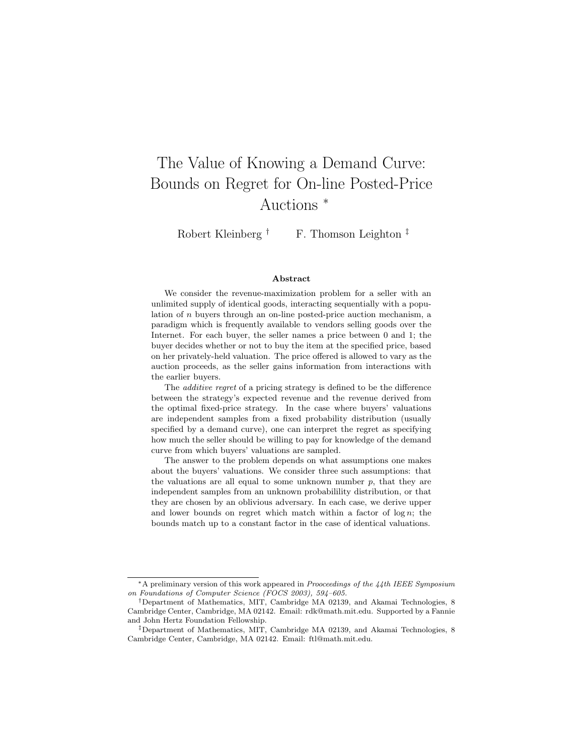# The Value of Knowing a Demand Curve: Bounds on Regret for On-line Posted-Price Auctions *

Robert Kleinberg † F. Thomson Leighton ‡

## Abstract

We consider the revenue-maximization problem for a seller with an unlimited supply of identical goods, interacting sequentially with a population of $n$ buyers through an on-line posted-price auction mechanism, a paradigm which is frequently available to vendors selling goods over the Internet. For each buyer, the seller names a price between 0 and 1; the buyer decides whether or not to buy the item at the specified price, based on her privately-held valuation. The price offered is allowed to vary as the auction proceeds, as the seller gains information from interactions with the earlier buyers.

The *additive regret* of a pricing strategy is defined to be the difference between the strategy's expected revenue and the revenue derived from the optimal fixed-price strategy. In the case where buyers' valuations are independent samples from a fixed probability distribution (usually specified by a demand curve), one can interpret the regret as specifying how much the seller should be willing to pay for knowledge of the demand curve from which buyers' valuations are sampled.

The answer to the problem depends on what assumptions one makes about the buyers' valuations. We consider three such assumptions: that the valuations are all equal to some unknown number $p$, that they are independent samples from an unknown probabilility distribution, or that they are chosen by an oblivious adversary. In each case, we derive upper and lower bounds on regret which match within a factor of $\log n$; the bounds match up to a constant factor in the case of identical valuations.

---

*A preliminary version of this work appeared in *Prooceedings of the 44th IEEE Symposium on Foundations of Computer Science (FOCS 2003), 594–605.*

†Department of Mathematics, MIT, Cambridge MA 02139, and Akamai Technologies, 8 Cambridge Center, Cambridge, MA 02142. Email: rdk@math.mit.edu. Supported by a Fannie and John Hertz Foundation Fellowship.

‡Department of Mathematics, MIT, Cambridge MA 02139, and Akamai Technologies, 8 Cambridge Center, Cambridge, MA 02142. Email: ftl@math.mit.edu.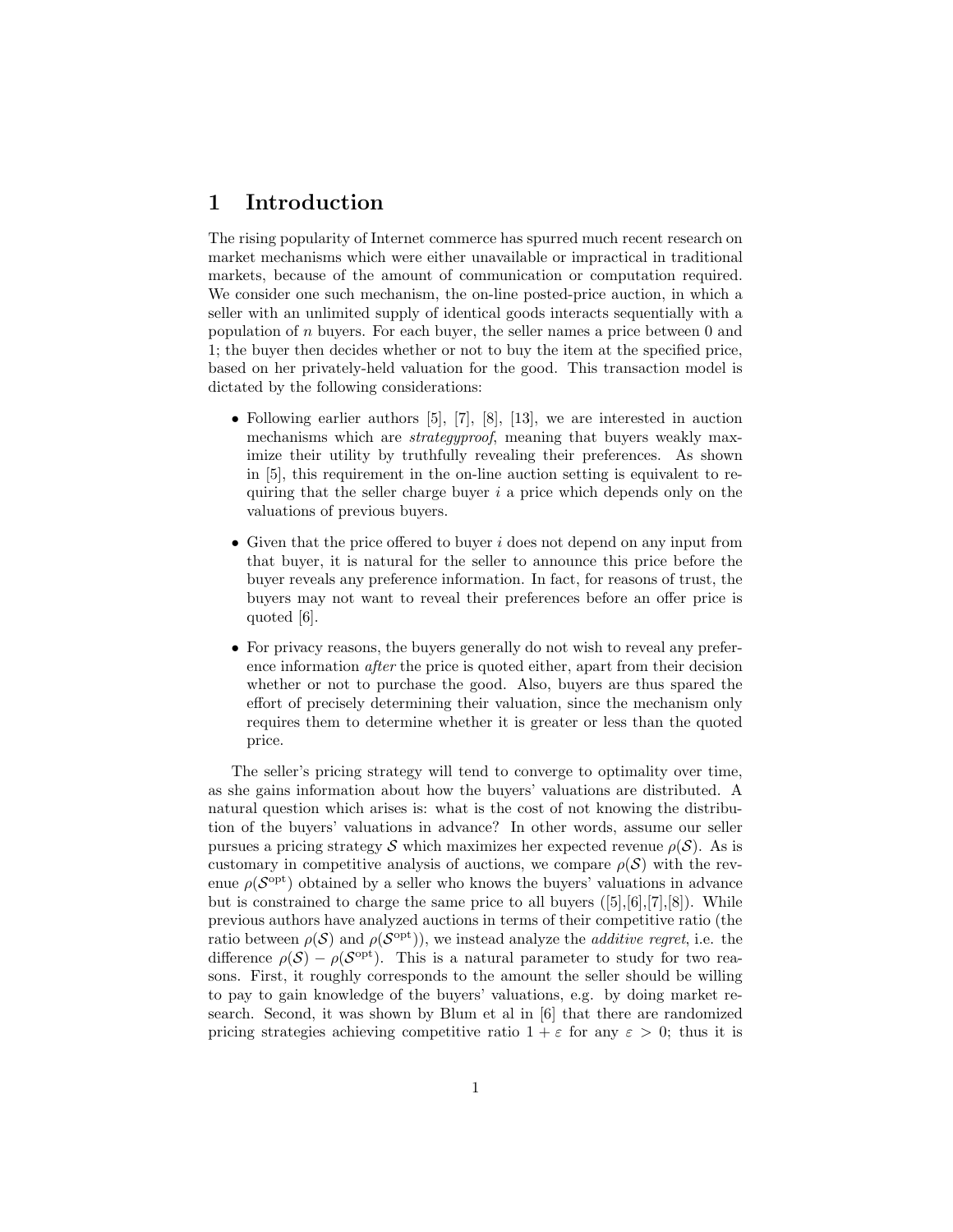# 1 Introduction

The rising popularity of Internet commerce has spurred much recent research on market mechanisms which were either unavailable or impractical in traditional markets, because of the amount of communication or computation required. We consider one such mechanism, the on-line posted-price auction, in which a seller with an unlimited supply of identical goods interacts sequentially with a population of $n$ buyers. For each buyer, the seller names a price between 0 and 1; the buyer then decides whether or not to buy the item at the specified price, based on her privately-held valuation for the good. This transaction model is dictated by the following considerations:

- Following earlier authors [5], [7], [8], [13], we are interested in auction mechanisms which are *strategyproof*, meaning that buyers weakly maximize their utility by truthfully revealing their preferences. As shown in [5], this requirement in the on-line auction setting is equivalent to requiring that the seller charge buyer $i$ a price which depends only on the valuations of previous buyers.
- Given that the price offered to buyer $i$ does not depend on any input from that buyer, it is natural for the seller to announce this price before the buyer reveals any preference information. In fact, for reasons of trust, the buyers may not want to reveal their preferences before an offer price is quoted [6].
- For privacy reasons, the buyers generally do not wish to reveal any preference information *after* the price is quoted either, apart from their decision whether or not to purchase the good. Also, buyers are thus spared the effort of precisely determining their valuation, since the mechanism only requires them to determine whether it is greater or less than the quoted price.

The seller's pricing strategy will tend to converge to optimality over time, as she gains information about how the buyers' valuations are distributed. A natural question which arises is: what is the cost of not knowing the distribution of the buyers' valuations in advance? In other words, assume our seller pursues a pricing strategy $\mathcal{S}$ which maximizes her expected revenue $\rho(\mathcal{S})$. As is customary in competitive analysis of auctions, we compare $\rho(\mathcal{S})$ with the revenue $\rho(\mathcal{S}^{\text{opt}})$ obtained by a seller who knows the buyers' valuations in advance but is constrained to charge the same price to all buyers ([5],[6],[7],[8]). While previous authors have analyzed auctions in terms of their competitive ratio (the ratio between $\rho(\mathcal{S})$ and $\rho(\mathcal{S}^{\text{opt}})$), we instead analyze the *additive regret*, i.e. the difference $\rho(\mathcal{S}) - \rho(\mathcal{S}^{\text{opt}})$. This is a natural parameter to study for two reasons. First, it roughly corresponds to the amount the seller should be willing to pay to gain knowledge of the buyers' valuations, e.g. by doing market research. Second, it was shown by Blum et al in [6] that there are randomized pricing strategies achieving competitive ratio $1 + \varepsilon$ for any $\varepsilon > 0$; thus it is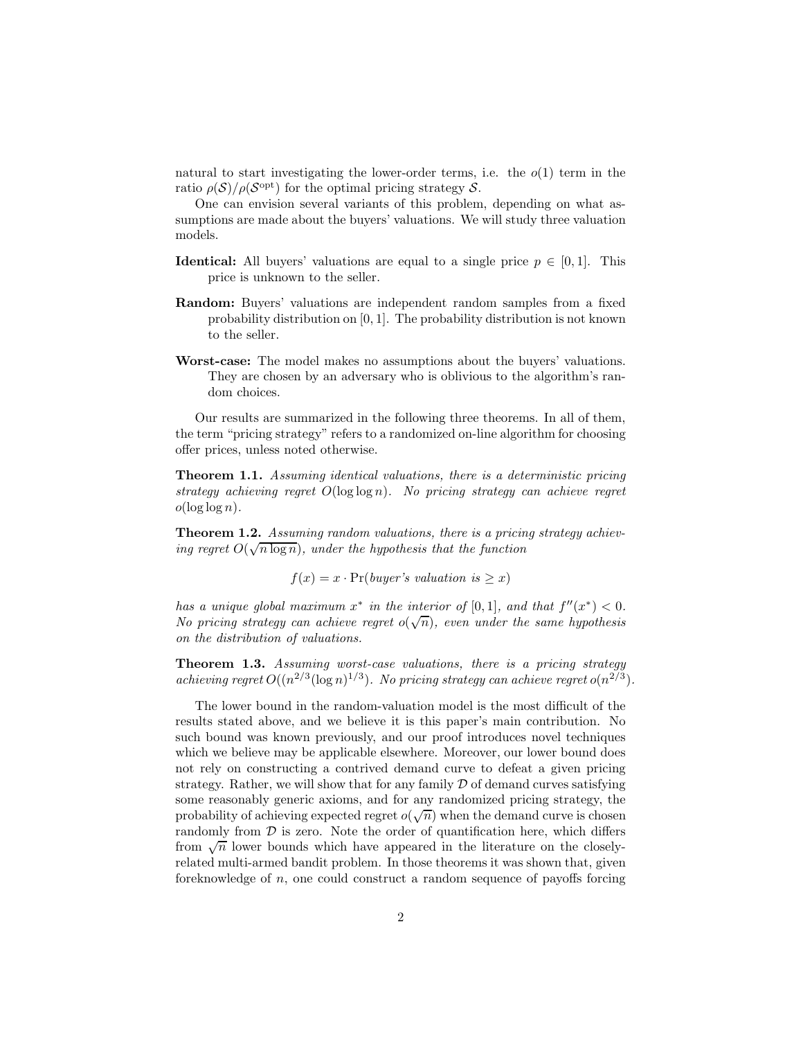natural to start investigating the lower-order terms, i.e. the $o(1)$ term in the ratio $\rho(\mathcal{S})/\rho(\mathcal{S}^{\text{opt}})$ for the optimal pricing strategy $\mathcal{S}$.

One can envision several variants of this problem, depending on what assumptions are made about the buyers' valuations. We will study three valuation models.

**Identical:** All buyers' valuations are equal to a single price $p \in [0, 1]$. This price is unknown to the seller.

**Random:** Buyers' valuations are independent random samples from a fixed probability distribution on $[0, 1]$. The probability distribution is not known to the seller.

**Worst-case:** The model makes no assumptions about the buyers' valuations. They are chosen by an adversary who is oblivious to the algorithm's random choices.

Our results are summarized in the following three theorems. In all of them, the term "pricing strategy" refers to a randomized on-line algorithm for choosing offer prices, unless noted otherwise.

**Theorem 1.1.** *Assuming identical valuations, there is a deterministic pricing strategy achieving regret $O(\log \log n)$. No pricing strategy can achieve regret $o(\log \log n)$.*

**Theorem 1.2.** *Assuming random valuations, there is a pricing strategy achieving regret $O(\sqrt{n \log n})$, under the hypothesis that the function*

$$f(x) = x \cdot \Pr(\textit{buyer's valuation is} \geq x)$$

*has a unique global maximum $x^*$ in the interior of $[0, 1]$, and that $f''(x^*) < 0$. No pricing strategy can achieve regret $o(\sqrt{n})$, even under the same hypothesis on the distribution of valuations.*

**Theorem 1.3.** *Assuming worst-case valuations, there is a pricing strategy achieving regret $O((n^{2/3}(\log n)^{1/3})$. No pricing strategy can achieve regret $o(n^{2/3})$.*

The lower bound in the random-valuation model is the most difficult of the results stated above, and we believe it is this paper's main contribution. No such bound was known previously, and our proof introduces novel techniques which we believe may be applicable elsewhere. Moreover, our lower bound does not rely on constructing a contrived demand curve to defeat a given pricing strategy. Rather, we will show that for any family $\mathcal{D}$ of demand curves satisfying some reasonably generic axioms, and for any randomized pricing strategy, the probability of achieving expected regret $o(\sqrt{n})$ when the demand curve is chosen randomly from $\mathcal{D}$ is zero. Note the order of quantification here, which differs from $\sqrt{n}$ lower bounds which have appeared in the literature on the closely-related multi-armed bandit problem. In those theorems it was shown that, given foreknowledge of $n$, one could construct a random sequence of payoffs forcing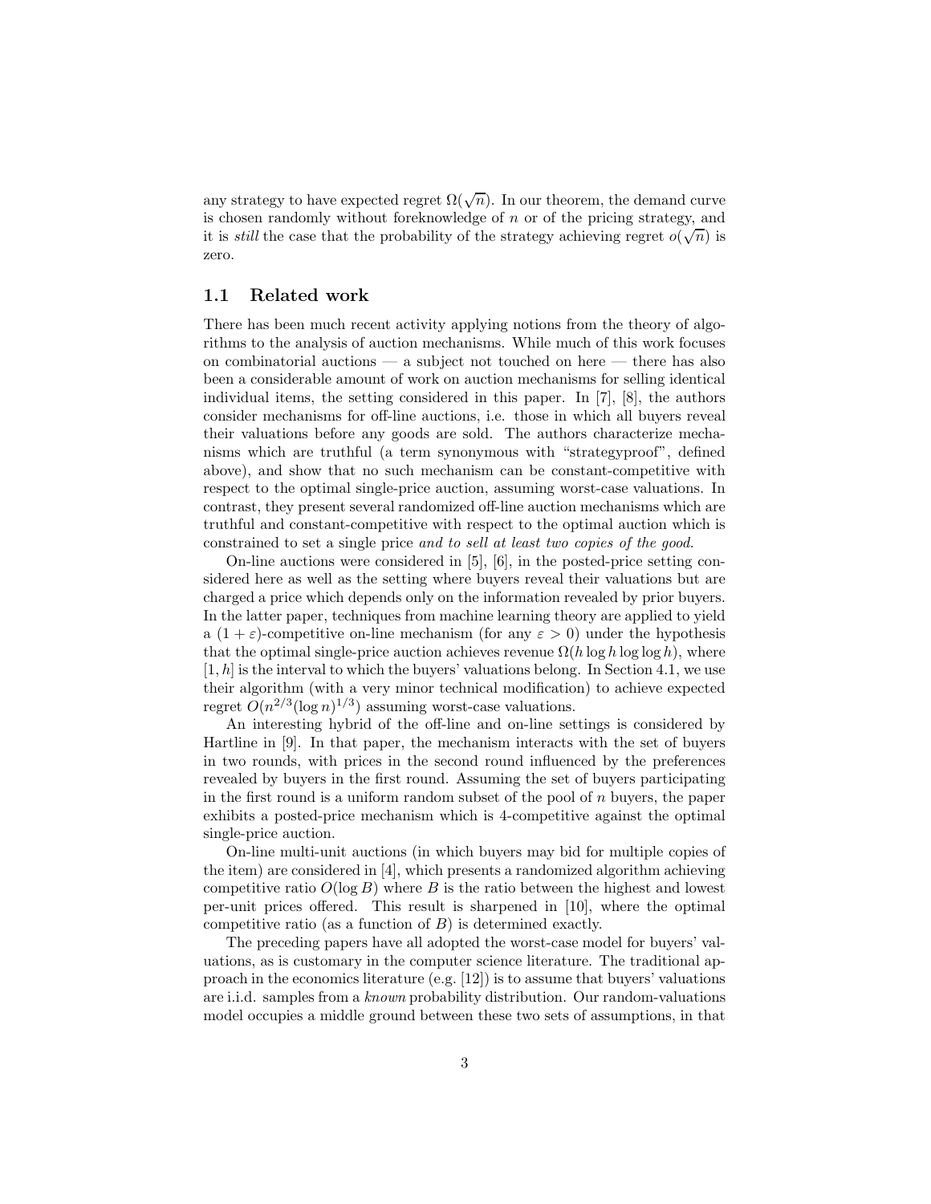any strategy to have expected regret $\Omega(\sqrt{n})$. In our theorem, the demand curve is chosen randomly without foreknowledge of $n$ or of the pricing strategy, and it is *still* the case that the probability of the strategy achieving regret $o(\sqrt{n})$ is zero.

## 1.1 Related work

There has been much recent activity applying notions from the theory of algorithms to the analysis of auction mechanisms. While much of this work focuses on combinatorial auctions — a subject not touched on here — there has also been a considerable amount of work on auction mechanisms for selling identical individual items, the setting considered in this paper. In [7], [8], the authors consider mechanisms for off-line auctions, i.e. those in which all buyers reveal their valuations before any goods are sold. The authors characterize mechanisms which are truthful (a term synonymous with "strategyproof", defined above), and show that no such mechanism can be constant-competitive with respect to the optimal single-price auction, assuming worst-case valuations. In contrast, they present several randomized off-line auction mechanisms which are truthful and constant-competitive with respect to the optimal auction which is constrained to set a single price *and to sell at least two copies of the good.*

On-line auctions were considered in [5], [6], in the posted-price setting considered here as well as the setting where buyers reveal their valuations but are charged a price which depends only on the information revealed by prior buyers. In the latter paper, techniques from machine learning theory are applied to yield a $(1+\varepsilon)$-competitive on-line mechanism (for any $\varepsilon > 0$) under the hypothesis that the optimal single-price auction achieves revenue $\Omega(h \log h \log \log h)$, where $[1, h]$ is the interval to which the buyers' valuations belong. In Section 4.1, we use their algorithm (with a very minor technical modification) to achieve expected regret $O(n^{2/3}(\log n)^{1/3})$ assuming worst-case valuations.

An interesting hybrid of the off-line and on-line settings is considered by Hartline in [9]. In that paper, the mechanism interacts with the set of buyers in two rounds, with prices in the second round influenced by the preferences revealed by buyers in the first round. Assuming the set of buyers participating in the first round is a uniform random subset of the pool of $n$ buyers, the paper exhibits a posted-price mechanism which is 4-competitive against the optimal single-price auction.

On-line multi-unit auctions (in which buyers may bid for multiple copies of the item) are considered in [4], which presents a randomized algorithm achieving competitive ratio $O(\log B)$ where $B$ is the ratio between the highest and lowest per-unit prices offered. This result is sharpened in [10], where the optimal competitive ratio (as a function of $B$) is determined exactly.

The preceding papers have all adopted the worst-case model for buyers' valuations, as is customary in the computer science literature. The traditional approach in the economics literature (e.g. [12]) is to assume that buyers' valuations are i.i.d. samples from a *known* probability distribution. Our random-valuations model occupies a middle ground between these two sets of assumptions, in that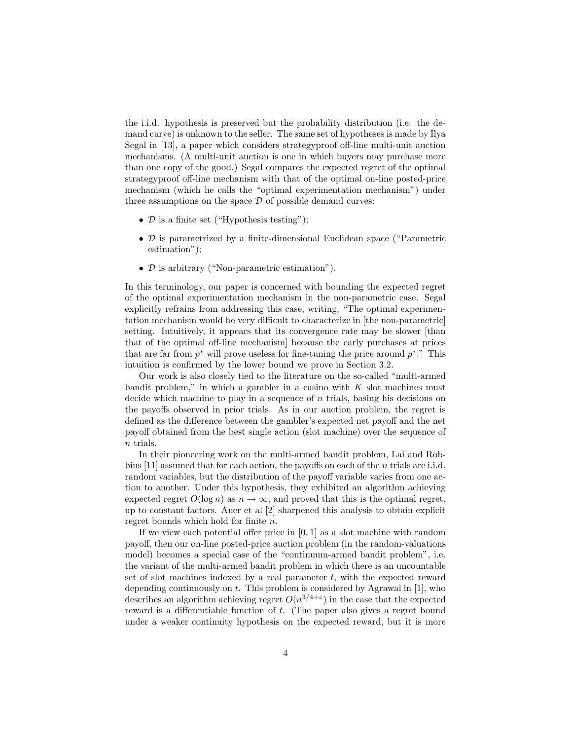the i.i.d. hypothesis is preserved but the probability distribution (i.e. the demand curve) is unknown to the seller. The same set of hypotheses is made by Ilya Segal in [13], a paper which considers strategyproof off-line multi-unit auction mechanisms. (A multi-unit auction is one in which buyers may purchase more than one copy of the good.) Segal compares the expected regret of the optimal strategyproof off-line mechanism with that of the optimal on-line posted-price mechanism (which he calls the "optimal experimentation mechanism") under three assumptions on the space $\mathcal{D}$ of possible demand curves:

- $\mathcal{D}$ is a finite set ("Hypothesis testing");
- $\mathcal{D}$ is parametrized by a finite-dimensional Euclidean space ("Parametric estimation");
- $\mathcal{D}$ is arbitrary ("Non-parametric estimation").

In this terminology, our paper is concerned with bounding the expected regret of the optimal experimentation mechanism in the non-parametric case. Segal explicitly refrains from addressing this case, writing, "The optimal experimentation mechanism would be very difficult to characterize in [the non-parametric] setting. Intuitively, it appears that its convergence rate may be slower [than that of the optimal off-line mechanism] because the early purchases at prices that are far from $p^*$ will prove useless for fine-tuning the price around $p^*$." This intuition is confirmed by the lower bound we prove in Section 3.2.

Our work is also closely tied to the literature on the so-called "multi-armed bandit problem," in which a gambler in a casino with $K$ slot machines must decide which machine to play in a sequence of $n$ trials, basing his decisions on the payoffs observed in prior trials. As in our auction problem, the regret is defined as the difference between the gambler's expected net payoff and the net payoff obtained from the best single action (slot machine) over the sequence of $n$ trials.

In their pioneering work on the multi-armed bandit problem, Lai and Robbins [11] assumed that for each action, the payoffs on each of the $n$ trials are i.i.d. random variables, but the distribution of the payoff variable varies from one action to another. Under this hypothesis, they exhibited an algorithm achieving expected regret $O(\log n)$ as $n \to \infty$, and proved that this is the optimal regret, up to constant factors. Auer et al [2] sharpened this analysis to obtain explicit regret bounds which hold for finite $n$.

If we view each potential offer price in $[0,1]$ as a slot machine with random payoff, then our on-line posted-price auction problem (in the random-valuations model) becomes a special case of the "continuum-armed bandit problem", i.e. the variant of the multi-armed bandit problem in which there is an uncountable set of slot machines indexed by a real parameter $t$, with the expected reward depending continuously on $t$. This problem is considered by Agrawal in [1], who describes an algorithm achieving regret $O(n^{3/4+\varepsilon})$ in the case that the expected reward is a differentiable function of $t$. (The paper also gives a regret bound under a weaker continuity hypothesis on the expected reward, but it is more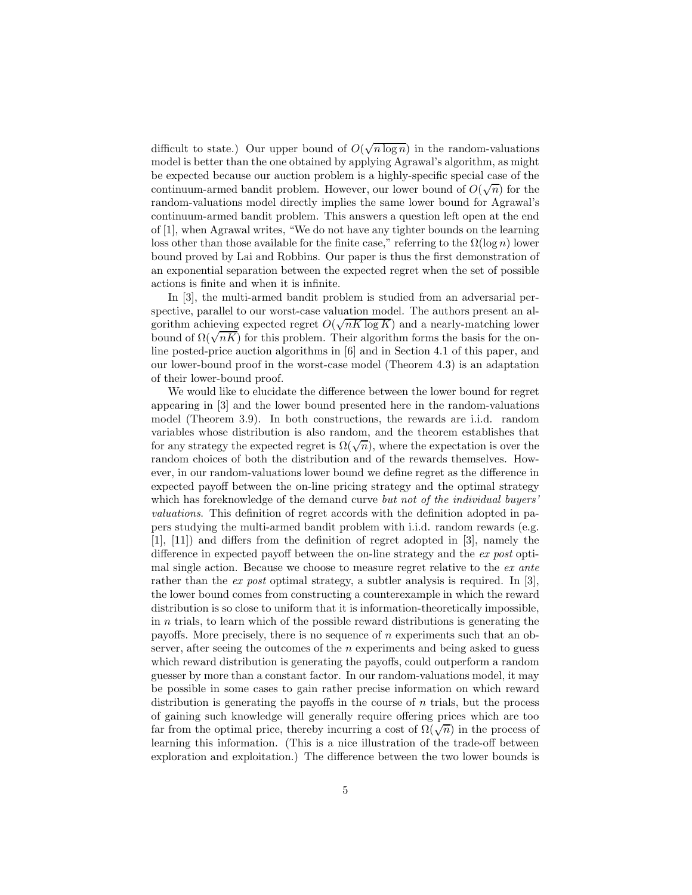difficult to state.) Our upper bound of $O(\sqrt{n \log n})$ in the random-valuations model is better than the one obtained by applying Agrawal's algorithm, as might be expected because our auction problem is a highly-specific special case of the continuum-armed bandit problem. However, our lower bound of $O(\sqrt{n})$ for the random-valuations model directly implies the same lower bound for Agrawal's continuum-armed bandit problem. This answers a question left open at the end of [1], when Agrawal writes, "We do not have any tighter bounds on the learning loss other than those available for the finite case," referring to the $\Omega(\log n)$ lower bound proved by Lai and Robbins. Our paper is thus the first demonstration of an exponential separation between the expected regret when the set of possible actions is finite and when it is infinite.

In [3], the multi-armed bandit problem is studied from an adversarial perspective, parallel to our worst-case valuation model. The authors present an algorithm achieving expected regret $O(\sqrt{nK \log K})$ and a nearly-matching lower bound of $\Omega(\sqrt{nK})$ for this problem. Their algorithm forms the basis for the on-line posted-price auction algorithms in [6] and in Section 4.1 of this paper, and our lower-bound proof in the worst-case model (Theorem 4.3) is an adaptation of their lower-bound proof.

We would like to elucidate the difference between the lower bound for regret appearing in [3] and the lower bound presented here in the random-valuations model (Theorem 3.9). In both constructions, the rewards are i.i.d. random variables whose distribution is also random, and the theorem establishes that for any strategy the expected regret is $\Omega(\sqrt{n})$, where the expectation is over the random choices of both the distribution and of the rewards themselves. However, in our random-valuations lower bound we define regret as the difference in expected payoff between the on-line pricing strategy and the optimal strategy which has foreknowledge of the demand curve *but not of the individual buyers' valuations*. This definition of regret accords with the definition adopted in papers studying the multi-armed bandit problem with i.i.d. random rewards (e.g. [1], [11]) and differs from the definition of regret adopted in [3], namely the difference in expected payoff between the on-line strategy and the *ex post* optimal single action. Because we choose to measure regret relative to the *ex ante* rather than the *ex post* optimal strategy, a subtler analysis is required. In [3], the lower bound comes from constructing a counterexample in which the reward distribution is so close to uniform that it is information-theoretically impossible, in $n$ trials, to learn which of the possible reward distributions is generating the payoffs. More precisely, there is no sequence of $n$ experiments such that an observer, after seeing the outcomes of the $n$ experiments and being asked to guess which reward distribution is generating the payoffs, could outperform a random guesser by more than a constant factor. In our random-valuations model, it may be possible in some cases to gain rather precise information on which reward distribution is generating the payoffs in the course of $n$ trials, but the process of gaining such knowledge will generally require offering prices which are too far from the optimal price, thereby incurring a cost of $\Omega(\sqrt{n})$ in the process of learning this information. (This is a nice illustration of the trade-off between exploration and exploitation.) The difference between the two lower bounds is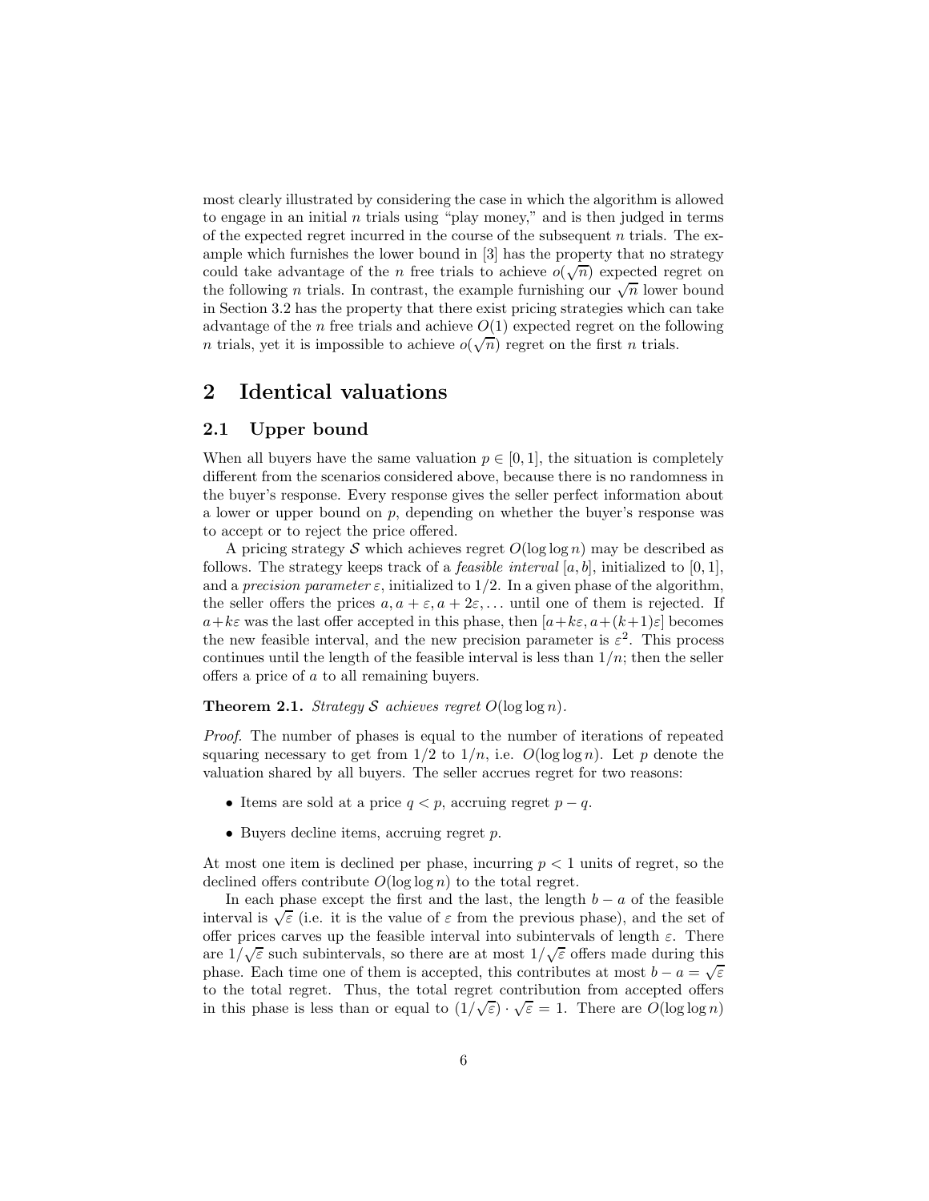most clearly illustrated by considering the case in which the algorithm is allowed to engage in an initial $n$ trials using "play money," and is then judged in terms of the expected regret incurred in the course of the subsequent $n$ trials. The example which furnishes the lower bound in [3] has the property that no strategy could take advantage of the $n$ free trials to achieve $o(\sqrt{n})$ expected regret on the following $n$ trials. In contrast, the example furnishing our $\sqrt{n}$ lower bound in Section 3.2 has the property that there exist pricing strategies which can take advantage of the $n$ free trials and achieve $O(1)$ expected regret on the following $n$ trials, yet it is impossible to achieve $o(\sqrt{n})$ regret on the first $n$ trials.

## 2 Identical valuations

### 2.1 Upper bound

When all buyers have the same valuation $p \in [0, 1]$, the situation is completely different from the scenarios considered above, because there is no randomness in the buyer's response. Every response gives the seller perfect information about a lower or upper bound on $p$, depending on whether the buyer's response was to accept or to reject the price offered.

A pricing strategy $\mathcal{S}$ which achieves regret $O(\log \log n)$ may be described as follows. The strategy keeps track of a *feasible interval* $[a, b]$, initialized to $[0, 1]$, and a *precision parameter* $\varepsilon$, initialized to $1/2$. In a given phase of the algorithm, the seller offers the prices $a, a + \varepsilon, a + 2\varepsilon, \ldots$ until one of them is rejected. If $a + k\varepsilon$ was the last offer accepted in this phase, then $[a+k\varepsilon, a+(k+1)\varepsilon]$ becomes the new feasible interval, and the new precision parameter is $\varepsilon^2$. This process continues until the length of the feasible interval is less than $1/n$; then the seller offers a price of $a$ to all remaining buyers.

**Theorem 2.1.** *Strategy $\mathcal{S}$ achieves regret $O(\log \log n)$.*

*Proof.* The number of phases is equal to the number of iterations of repeated squaring necessary to get from $1/2$ to $1/n$, i.e. $O(\log \log n)$. Let $p$ denote the valuation shared by all buyers. The seller accrues regret for two reasons:

- Items are sold at a price $q < p$, accruing regret $p - q$.
- Buyers decline items, accruing regret $p$.

At most one item is declined per phase, incurring $p < 1$ units of regret, so the declined offers contribute $O(\log \log n)$ to the total regret.

In each phase except the first and the last, the length $b - a$ of the feasible interval is $\sqrt{\varepsilon}$ (i.e. it is the value of $\varepsilon$ from the previous phase), and the set of offer prices carves up the feasible interval into subintervals of length $\varepsilon$. There are $1/\sqrt{\varepsilon}$ such subintervals, so there are at most $1/\sqrt{\varepsilon}$ offers made during this phase. Each time one of them is accepted, this contributes at most $b - a = \sqrt{\varepsilon}$ to the total regret. Thus, the total regret contribution from accepted offers in this phase is less than or equal to $(1/\sqrt{\varepsilon}) \cdot \sqrt{\varepsilon} = 1$. There are $O(\log \log n)$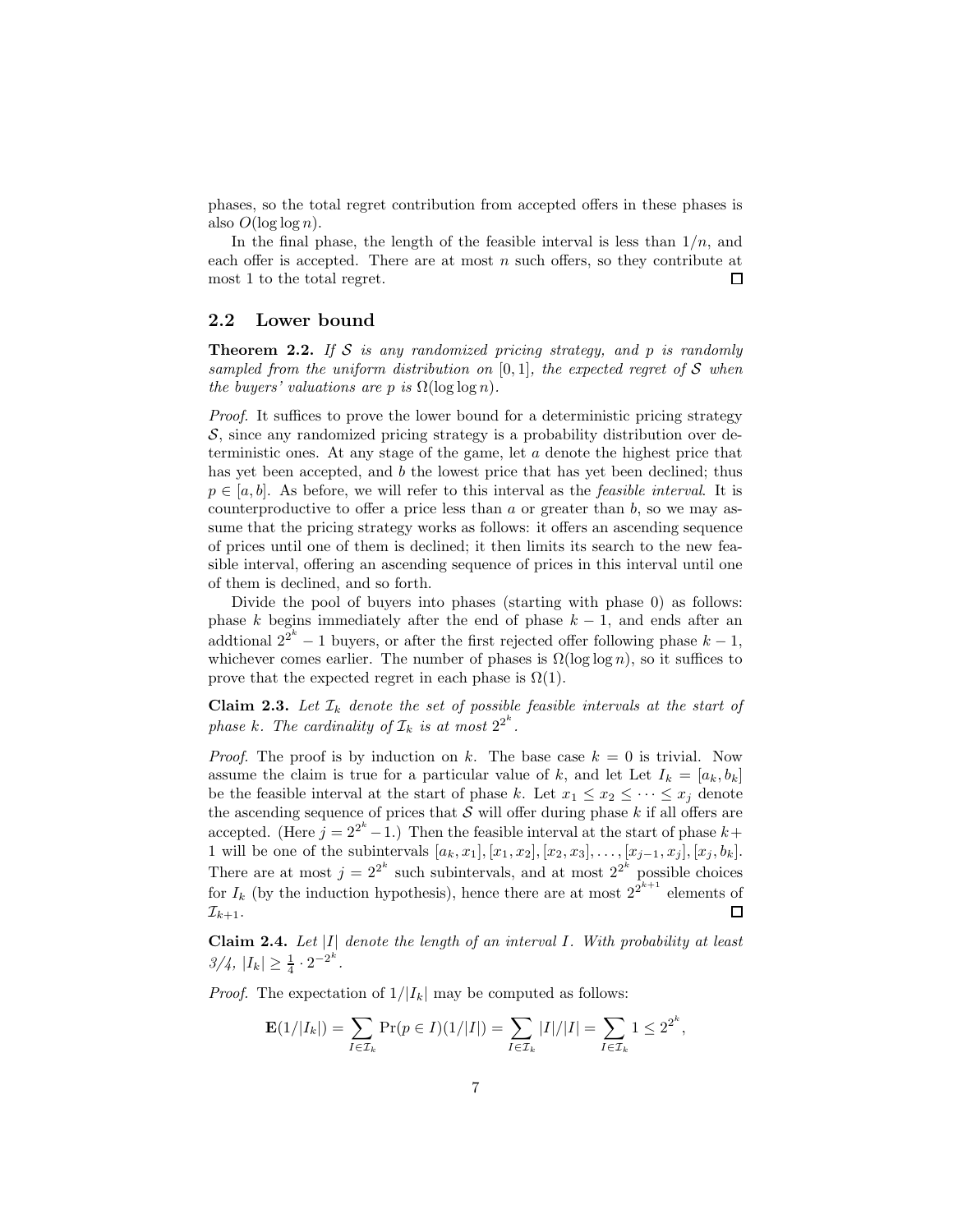phases, so the total regret contribution from accepted offers in these phases is also $O(\log \log n)$.

In the final phase, the length of the feasible interval is less than $1/n$, and each offer is accepted. There are at most $n$ such offers, so they contribute at most 1 to the total regret. $\square$

## 2.2 Lower bound

**Theorem 2.2.** *If $\mathcal{S}$ is any randomized pricing strategy, and $p$ is randomly sampled from the uniform distribution on $[0, 1]$, the expected regret of $\mathcal{S}$ when the buyers' valuations are $p$ is $\Omega(\log \log n)$.*

*Proof.* It suffices to prove the lower bound for a deterministic pricing strategy $\mathcal{S}$, since any randomized pricing strategy is a probability distribution over deterministic ones. At any stage of the game, let $a$ denote the highest price that has yet been accepted, and $b$ the lowest price that has yet been declined; thus $p \in [a, b]$. As before, we will refer to this interval as the *feasible interval*. It is counterproductive to offer a price less than $a$ or greater than $b$, so we may assume that the pricing strategy works as follows: it offers an ascending sequence of prices until one of them is declined; it then limits its search to the new feasible interval, offering an ascending sequence of prices in this interval until one of them is declined, and so forth.

Divide the pool of buyers into phases (starting with phase 0) as follows: phase $k$ begins immediately after the end of phase $k - 1$, and ends after an addtional $2^{2^k} - 1$ buyers, or after the first rejected offer following phase $k - 1$, whichever comes earlier. The number of phases is $\Omega(\log \log n)$, so it suffices to prove that the expected regret in each phase is $\Omega(1)$.

**Claim 2.3.** *Let $\mathcal{I}_k$ denote the set of possible feasible intervals at the start of phase $k$. The cardinality of $\mathcal{I}_k$ is at most $2^{2^k}$.*

*Proof.* The proof is by induction on $k$. The base case $k = 0$ is trivial. Now assume the claim is true for a particular value of $k$, and let Let $I_k = [a_k, b_k]$ be the feasible interval at the start of phase $k$. Let $x_1 \le x_2 \le \cdots \le x_j$ denote the ascending sequence of prices that $\mathcal{S}$ will offer during phase $k$ if all offers are accepted. (Here $j = 2^{2^k} - 1$.) Then the feasible interval at the start of phase $k+1$ will be one of the subintervals $[a_k, x_1], [x_1, x_2], [x_2, x_3], \ldots, [x_{j-1}, x_j], [x_j, b_k]$. There are at most $j = 2^{2^k}$ such subintervals, and at most $2^{2^k}$ possible choices for $I_k$ (by the induction hypothesis), hence there are at most $2^{2^{k+1}}$ elements of $\mathcal{I}_{k+1}$. $\square$

**Claim 2.4.** *Let $|I|$ denote the length of an interval $I$. With probability at least $3/4$, $|I_k| \ge \frac{1}{4} \cdot 2^{-2^k}$.*

*Proof.* The expectation of $1/|I_k|$ may be computed as follows:

$$\mathbf{E}(1/|I_k|) = \sum_{I \in \mathcal{I}_k} \Pr(p \in I)(1/|I|) = \sum_{I \in \mathcal{I}_k} |I|/|I| = \sum_{I \in \mathcal{I}_k} 1 \le 2^{2^k},$$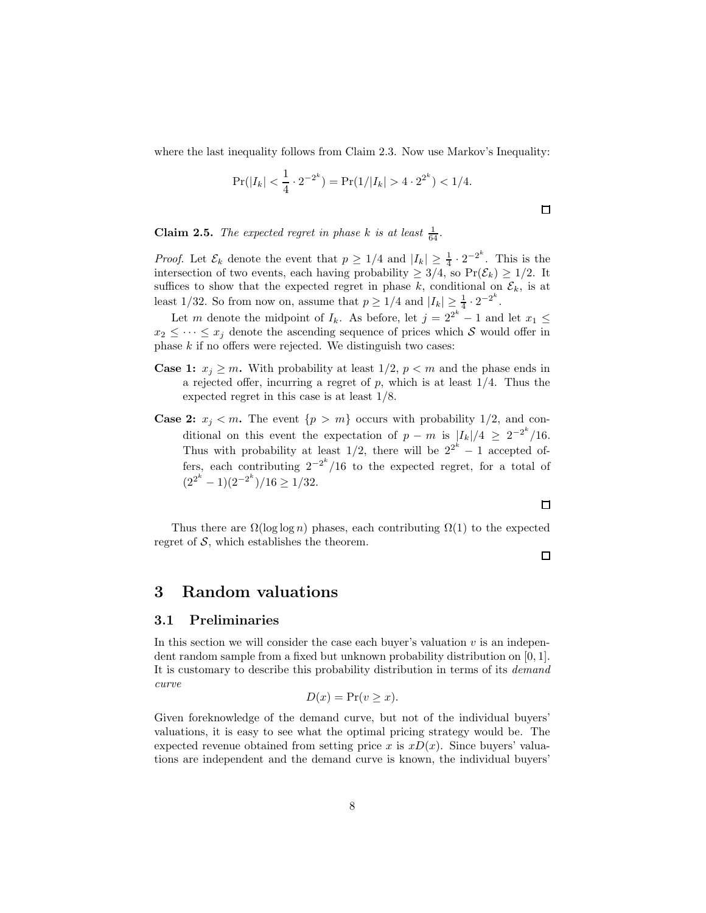where the last inequality follows from Claim 2.3. Now use Markov's Inequality:

$$\Pr(|I_k| < \frac{1}{4} \cdot 2^{-2^k}) = \Pr(1/|I_k| > 4 \cdot 2^{2^k}) < 1/4.$$

□

**Claim 2.5.** *The expected regret in phase $k$ is at least $\frac{1}{64}$.*

*Proof.* Let $\mathcal{E}_k$ denote the event that $p \geq 1/4$ and $|I_k| \geq \frac{1}{4} \cdot 2^{-2^k}$. This is the intersection of two events, each having probability $\geq 3/4$, so $\Pr(\mathcal{E}_k) \geq 1/2$. It suffices to show that the expected regret in phase $k$, conditional on $\mathcal{E}_k$, is at least $1/32$. So from now on, assume that $p \geq 1/4$ and $|I_k| \geq \frac{1}{4} \cdot 2^{-2^k}$.

Let $m$ denote the midpoint of $I_k$. As before, let $j = 2^{2^k} - 1$ and let $x_1 \leq x_2 \leq \cdots \leq x_j$ denote the ascending sequence of prices which $\mathcal{S}$ would offer in phase $k$ if no offers were rejected. We distinguish two cases:

**Case 1:** $x_j \geq m$**.** With probability at least $1/2$, $p < m$ and the phase ends in a rejected offer, incurring a regret of $p$, which is at least $1/4$. Thus the expected regret in this case is at least $1/8$.

**Case 2:** $x_j < m$**.** The event $\{p > m\}$ occurs with probability $1/2$, and conditional on this event the expectation of $p - m$ is $|I_k|/4 \geq 2^{-2^k}/16$. Thus with probability at least $1/2$, there will be $2^{2^k} - 1$ accepted offers, each contributing $2^{-2^k}/16$ to the expected regret, for a total of $(2^{2^k} - 1)(2^{-2^k})/16 \geq 1/32$.

□

Thus there are $\Omega(\log \log n)$ phases, each contributing $\Omega(1)$ to the expected regret of $\mathcal{S}$, which establishes the theorem.

□

# 3 Random valuations

## 3.1 Preliminaries

In this section we will consider the case each buyer's valuation $v$ is an independent random sample from a fixed but unknown probability distribution on $[0, 1]$. It is customary to describe this probability distribution in terms of its *demand curve*

$$D(x) = \Pr(v \geq x).$$

Given foreknowledge of the demand curve, but not of the individual buyers' valuations, it is easy to see what the optimal pricing strategy would be. The expected revenue obtained from setting price $x$ is $xD(x)$. Since buyers' valuations are independent and the demand curve is known, the individual buyers'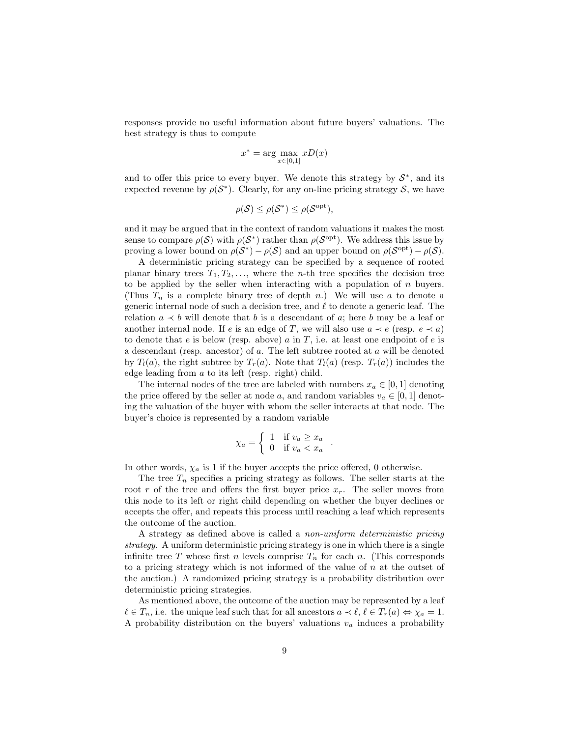responses provide no useful information about future buyers' valuations. The best strategy is thus to compute

$$x^* = \arg\max_{x \in [0,1]} xD(x)$$

and to offer this price to every buyer. We denote this strategy by $\mathcal{S}^*$, and its expected revenue by $\rho(\mathcal{S}^*)$. Clearly, for any on-line pricing strategy $\mathcal{S}$, we have

$$\rho(\mathcal{S}) \leq \rho(\mathcal{S}^*) \leq \rho(\mathcal{S}^{\text{opt}}),$$

and it may be argued that in the context of random valuations it makes the most sense to compare $\rho(\mathcal{S})$ with $\rho(\mathcal{S}^*)$ rather than $\rho(\mathcal{S}^{\text{opt}})$. We address this issue by proving a lower bound on $\rho(\mathcal{S}^*) - \rho(\mathcal{S})$ and an upper bound on $\rho(\mathcal{S}^{\text{opt}}) - \rho(\mathcal{S})$.

A deterministic pricing strategy can be specified by a sequence of rooted planar binary trees $T_1, T_2, \ldots$, where the $n$-th tree specifies the decision tree to be applied by the seller when interacting with a population of $n$ buyers. (Thus $T_n$ is a complete binary tree of depth $n$.) We will use $a$ to denote a generic internal node of such a decision tree, and $\ell$ to denote a generic leaf. The relation $a \prec b$ will denote that $b$ is a descendant of $a$; here $b$ may be a leaf or another internal node. If $e$ is an edge of $T$, we will also use $a \prec e$ (resp. $e \prec a$) to denote that $e$ is below (resp. above) $a$ in $T$, i.e. at least one endpoint of $e$ is a descendant (resp. ancestor) of $a$. The left subtree rooted at $a$ will be denoted by $T_l(a)$, the right subtree by $T_r(a)$. Note that $T_l(a)$ (resp. $T_r(a)$) includes the edge leading from $a$ to its left (resp. right) child.

The internal nodes of the tree are labeled with numbers $x_a \in [0, 1]$ denoting the price offered by the seller at node $a$, and random variables $v_a \in [0, 1]$ denoting the valuation of the buyer with whom the seller interacts at that node. The buyer's choice is represented by a random variable

$$\chi_a = \begin{cases} 1 & \text{if } v_a \geq x_a \\ 0 & \text{if } v_a < x_a \end{cases} .$$

In other words, $\chi_a$ is 1 if the buyer accepts the price offered, 0 otherwise.

The tree $T_n$ specifies a pricing strategy as follows. The seller starts at the root $r$ of the tree and offers the first buyer price $x_r$. The seller moves from this node to its left or right child depending on whether the buyer declines or accepts the offer, and repeats this process until reaching a leaf which represents the outcome of the auction.

A strategy as defined above is called a *non-uniform deterministic pricing strategy.* A uniform deterministic pricing strategy is one in which there is a single infinite tree $T$ whose first $n$ levels comprise $T_n$ for each $n$. (This corresponds to a pricing strategy which is not informed of the value of $n$ at the outset of the auction.) A randomized pricing strategy is a probability distribution over deterministic pricing strategies.

As mentioned above, the outcome of the auction may be represented by a leaf $\ell \in T_n$, i.e. the unique leaf such that for all ancestors $a \prec \ell$, $\ell \in T_r(a) \Leftrightarrow \chi_a = 1$. A probability distribution on the buyers' valuations $v_a$ induces a probability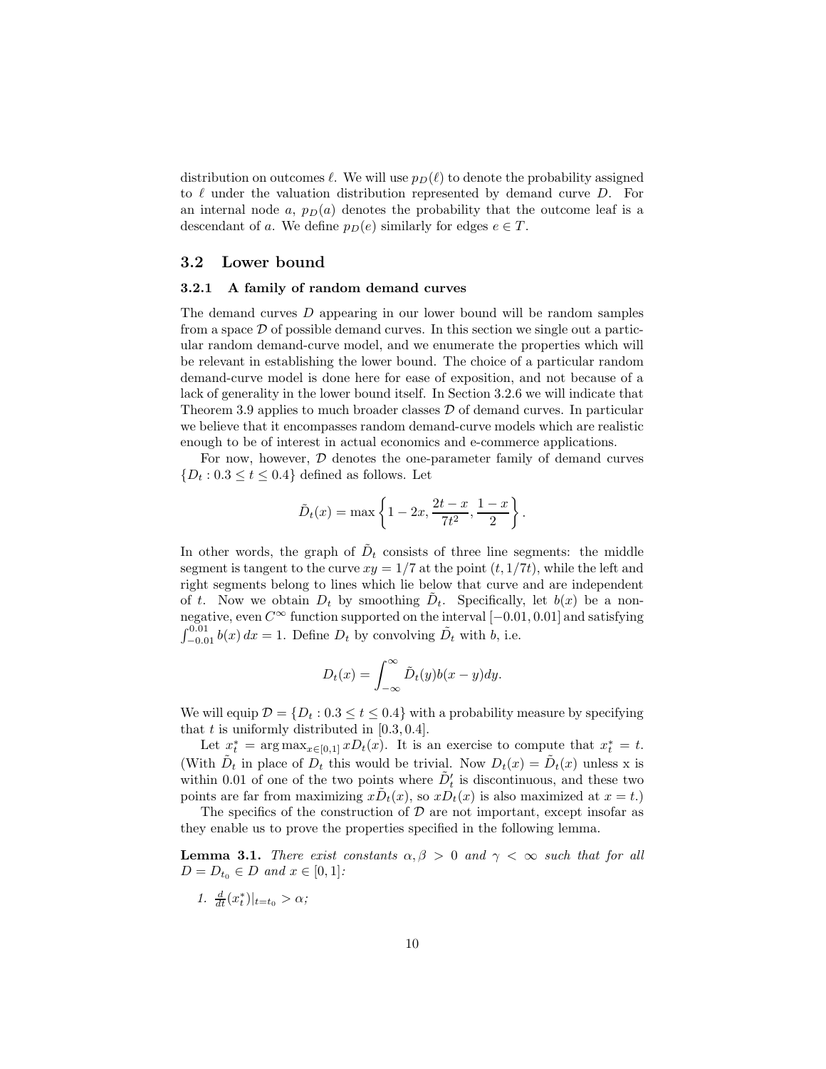distribution on outcomes $\ell$. We will use $p_D(\ell)$ to denote the probability assigned to $\ell$ under the valuation distribution represented by demand curve $D$. For an internal node $a$, $p_D(a)$ denotes the probability that the outcome leaf is a descendant of $a$. We define $p_D(e)$ similarly for edges $e \in T$.

## 3.2 Lower bound

### 3.2.1 A family of random demand curves

The demand curves $D$ appearing in our lower bound will be random samples from a space $\mathcal{D}$ of possible demand curves. In this section we single out a particular random demand-curve model, and we enumerate the properties which will be relevant in establishing the lower bound. The choice of a particular random demand-curve model is done here for ease of exposition, and not because of a lack of generality in the lower bound itself. In Section 3.2.6 we will indicate that Theorem 3.9 applies to much broader classes $\mathcal{D}$ of demand curves. In particular we believe that it encompasses random demand-curve models which are realistic enough to be of interest in actual economics and e-commerce applications.

For now, however, $\mathcal{D}$ denotes the one-parameter family of demand curves $\{D_t : 0.3 \le t \le 0.4\}$ defined as follows. Let

$$\tilde{D}_t(x) = \max\left\{1 - 2x, \frac{2t - x}{7t^2}, \frac{1 - x}{2}\right\}.$$

In other words, the graph of $\tilde{D}_t$ consists of three line segments: the middle segment is tangent to the curve $xy = 1/7$ at the point $(t, 1/7t)$, while the left and right segments belong to lines which lie below that curve and are independent of $t$. Now we obtain $D_t$ by smoothing $\tilde{D}_t$. Specifically, let $b(x)$ be a non-negative, even $C^\infty$ function supported on the interval $[-0.01, 0.01]$ and satisfying $\int_{-0.01}^{0.01} b(x)\,dx = 1$. Define $D_t$ by convolving $\tilde{D}_t$ with $b$, i.e.

$$D_t(x) = \int_{-\infty}^{\infty} \tilde{D}_t(y) b(x - y) dy.$$

We will equip $\mathcal{D} = \{D_t : 0.3 \le t \le 0.4\}$ with a probability measure by specifying that $t$ is uniformly distributed in $[0.3, 0.4]$.

Let $x_t^* = \arg\max_{x \in [0,1]} x D_t(x)$. It is an exercise to compute that $x_t^* = t$. (With $\tilde{D}_t$ in place of $D_t$ this would be trivial. Now $D_t(x) = \tilde{D}_t(x)$ unless x is within 0.01 of one of the two points where $\tilde{D}_t'$ is discontinuous, and these two points are far from maximizing $x\tilde{D}_t(x)$, so $xD_t(x)$ is also maximized at $x = t$.)

The specifics of the construction of $\mathcal{D}$ are not important, except insofar as they enable us to prove the properties specified in the following lemma.

**Lemma 3.1.** *There exist constants $\alpha, \beta > 0$ and $\gamma < \infty$ such that for all $D = D_{t_0} \in \mathcal{D}$ and $x \in [0, 1]$:*

1. $\frac{d}{dt}(x_t^*)|_{t=t_0} > \alpha$;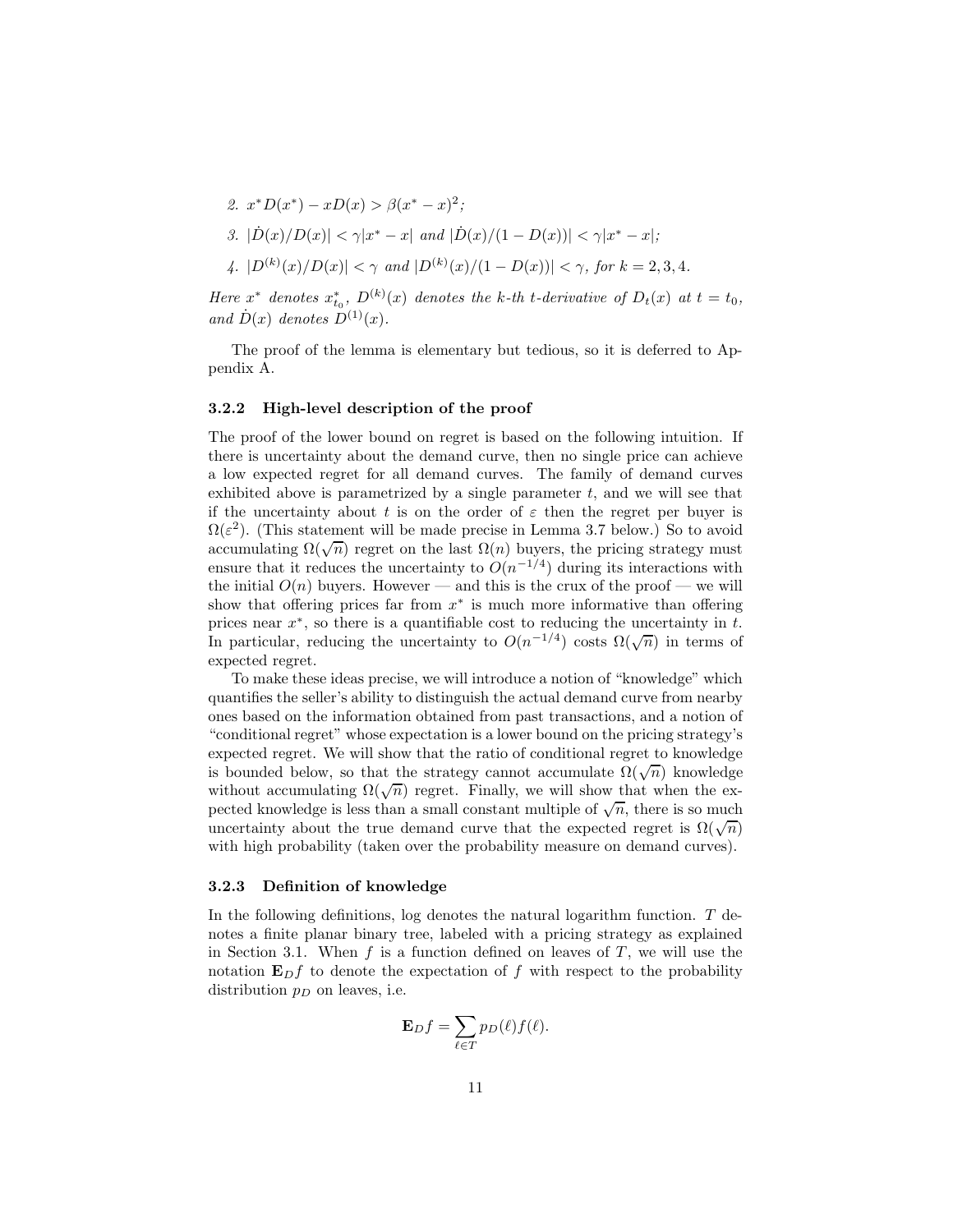2. $x^* D(x^*) - xD(x) > \beta(x^* - x)^2$;

3. $|\dot{D}(x)/D(x)| < \gamma|x^* - x|$ and $|\dot{D}(x)/(1 - D(x))| < \gamma|x^* - x|$;

4. $|D^{(k)}(x)/D(x)| < \gamma$ and $|D^{(k)}(x)/(1 - D(x))| < \gamma$, for $k = 2, 3, 4$.

*Here $x^*$ denotes $x^*_{t_0}$, $D^{(k)}(x)$ denotes the $k$-th $t$-derivative of $D_t(x)$ at $t = t_0$, and $\dot{D}(x)$ denotes $D^{(1)}(x)$.*

The proof of the lemma is elementary but tedious, so it is deferred to Appendix A.

### 3.2.2 High-level description of the proof

The proof of the lower bound on regret is based on the following intuition. If there is uncertainty about the demand curve, then no single price can achieve a low expected regret for all demand curves. The family of demand curves exhibited above is parametrized by a single parameter $t$, and we will see that if the uncertainty about $t$ is on the order of $\varepsilon$ then the regret per buyer is $\Omega(\varepsilon^2)$. (This statement will be made precise in Lemma 3.7 below.) So to avoid accumulating $\Omega(\sqrt{n})$ regret on the last $\Omega(n)$ buyers, the pricing strategy must ensure that it reduces the uncertainty to $O(n^{-1/4})$ during its interactions with the initial $O(n)$ buyers. However — and this is the crux of the proof — we will show that offering prices far from $x^*$ is much more informative than offering prices near $x^*$, so there is a quantifiable cost to reducing the uncertainty in $t$. In particular, reducing the uncertainty to $O(n^{-1/4})$ costs $\Omega(\sqrt{n})$ in terms of expected regret.

To make these ideas precise, we will introduce a notion of "knowledge" which quantifies the seller's ability to distinguish the actual demand curve from nearby ones based on the information obtained from past transactions, and a notion of "conditional regret" whose expectation is a lower bound on the pricing strategy's expected regret. We will show that the ratio of conditional regret to knowledge is bounded below, so that the strategy cannot accumulate $\Omega(\sqrt{n})$ knowledge without accumulating $\Omega(\sqrt{n})$ regret. Finally, we will show that when the expected knowledge is less than a small constant multiple of $\sqrt{n}$, there is so much uncertainty about the true demand curve that the expected regret is $\Omega(\sqrt{n})$ with high probability (taken over the probability measure on demand curves).

### 3.2.3 Definition of knowledge

In the following definitions, log denotes the natural logarithm function. $T$ denotes a finite planar binary tree, labeled with a pricing strategy as explained in Section 3.1. When $f$ is a function defined on leaves of $T$, we will use the notation $\mathbf{E}_D f$ to denote the expectation of $f$ with respect to the probability distribution $p_D$ on leaves, i.e.

$$\mathbf{E}_D f = \sum_{\ell \in T} p_D(\ell) f(\ell).$$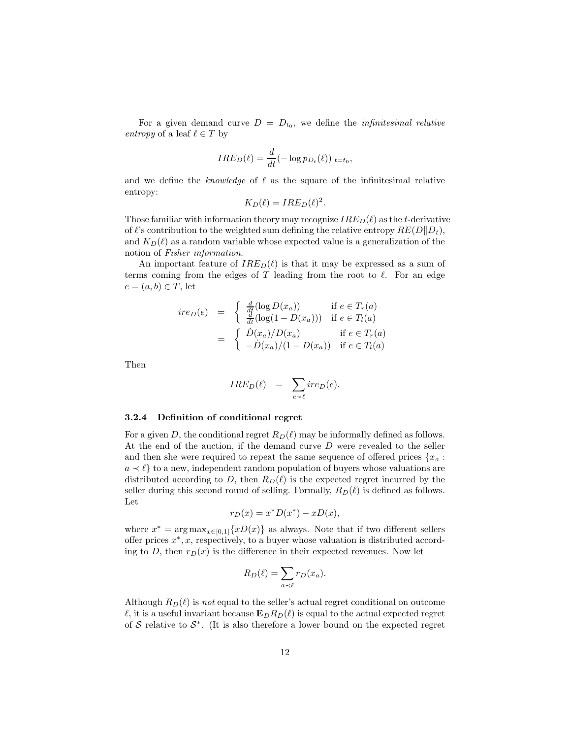For a given demand curve $D = D_{t_0}$, we define the *infinitesimal relative entropy* of a leaf $\ell \in T$ by

$$IRE_D(\ell) = \frac{d}{dt}(-\log p_{D_t}(\ell))|_{t=t_0},$$

and we define the *knowledge* of $\ell$ as the square of the infinitesimal relative entropy:

$$K_D(\ell) = IRE_D(\ell)^2.$$

Those familiar with information theory may recognize $IRE_D(\ell)$ as the $t$-derivative of $\ell$'s contribution to the weighted sum defining the relative entropy $RE(D\|D_t)$, and $K_D(\ell)$ as a random variable whose expected value is a generalization of the notion of *Fisher information.*

An important feature of $IRE_D(\ell)$ is that it may be expressed as a sum of terms coming from the edges of $T$ leading from the root to $\ell$. For an edge $e = (a, b) \in T$, let

$$\begin{aligned} ire_D(e) &= \begin{cases} \frac{d}{dt}(\log D(x_a)) & \text{if } e \in T_r(a) \\ \frac{d}{dt}(\log(1 - D(x_a))) & \text{if } e \in T_l(a) \end{cases} \\ &= \begin{cases} \dot{D}(x_a)/D(x_a) & \text{if } e \in T_r(a) \\ -\dot{D}(x_a)/(1 - D(x_a)) & \text{if } e \in T_l(a) \end{cases} \end{aligned}$$

Then

$$IRE_D(\ell) = \sum_{e \prec \ell} ire_D(e).$$

### 3.2.4 Definition of conditional regret

For a given $D$, the conditional regret $R_D(\ell)$ may be informally defined as follows. At the end of the auction, if the demand curve $D$ were revealed to the seller and then she were required to repeat the same sequence of offered prices $\{x_a : a \prec \ell\}$ to a new, independent random population of buyers whose valuations are distributed according to $D$, then $R_D(\ell)$ is the expected regret incurred by the seller during this second round of selling. Formally, $R_D(\ell)$ is defined as follows. Let

$$r_D(x) = x^* D(x^*) - xD(x),$$

where $x^* = \arg\max_{x \in [0,1]}\{xD(x)\}$ as always. Note that if two different sellers offer prices $x^*, x$, respectively, to a buyer whose valuation is distributed according to $D$, then $r_D(x)$ is the difference in their expected revenues. Now let

$$R_D(\ell) = \sum_{a \prec \ell} r_D(x_a).$$

Although $R_D(\ell)$ is *not* equal to the seller's actual regret conditional on outcome $\ell$, it is a useful invariant because $\mathbf{E}_D R_D(\ell)$ is equal to the actual expected regret of $\mathcal{S}$ relative to $\mathcal{S}^*$. (It is also therefore a lower bound on the expected regret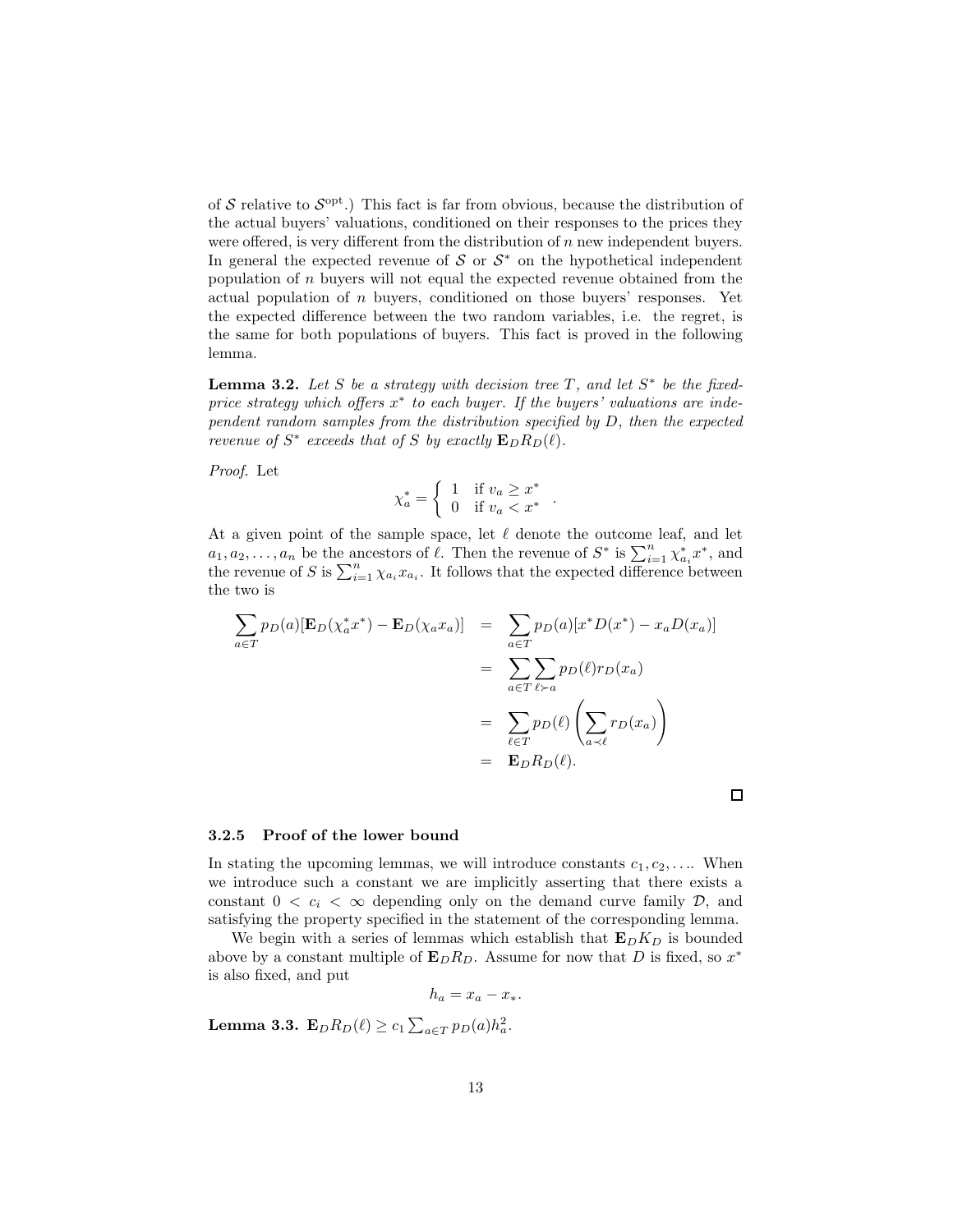of $\mathcal{S}$ relative to $\mathcal{S}^{\text{opt}}$.) This fact is far from obvious, because the distribution of the actual buyers' valuations, conditioned on their responses to the prices they were offered, is very different from the distribution of $n$ new independent buyers. In general the expected revenue of $\mathcal{S}$ or $\mathcal{S}^*$ on the hypothetical independent population of $n$ buyers will not equal the expected revenue obtained from the actual population of $n$ buyers, conditioned on those buyers' responses. Yet the expected difference between the two random variables, i.e. the regret, is the same for both populations of buyers. This fact is proved in the following lemma.

**Lemma 3.2.** *Let $S$ be a strategy with decision tree $T$, and let $S^*$ be the fixed-price strategy which offers $x^*$ to each buyer. If the buyers' valuations are independent random samples from the distribution specified by $D$, then the expected revenue of $S^*$ exceeds that of $S$ by exactly $\mathbf{E}_D R_D(\ell)$.*

*Proof.* Let

$$\chi_a^* = \begin{cases} 1 & \text{if } v_a \geq x^* \\ 0 & \text{if } v_a < x^* \end{cases} .$$

At a given point of the sample space, let $\ell$ denote the outcome leaf, and let $a_1, a_2, \ldots, a_n$ be the ancestors of $\ell$. Then the revenue of $S^*$ is $\sum_{i=1}^n \chi_{a_i}^* x^*$, and the revenue of $S$ is $\sum_{i=1}^n \chi_{a_i} x_{a_i}$. It follows that the expected difference between the two is

$$\begin{aligned}
\sum_{a \in T} p_D(a)[\mathbf{E}_D(\chi_a^* x^*) - \mathbf{E}_D(\chi_a x_a)] &= \sum_{a \in T} p_D(a)[x^* D(x^*) - x_a D(x_a)] \\
&= \sum_{a \in T} \sum_{\ell \succ a} p_D(\ell) r_D(x_a) \\
&= \sum_{\ell \in T} p_D(\ell) \left( \sum_{a \prec \ell} r_D(x_a) \right) \\
&= \mathbf{E}_D R_D(\ell).
\end{aligned}$$

□

### 3.2.5 Proof of the lower bound

In stating the upcoming lemmas, we will introduce constants $c_1, c_2, \ldots$. When we introduce such a constant we are implicitly asserting that there exists a constant $0 < c_i < \infty$ depending only on the demand curve family $\mathcal{D}$, and satisfying the property specified in the statement of the corresponding lemma.

We begin with a series of lemmas which establish that $\mathbf{E}_D K_D$ is bounded above by a constant multiple of $\mathbf{E}_D R_D$. Assume for now that $D$ is fixed, so $x^*$ is also fixed, and put

$$h_a = x_a - x_*.$$

**Lemma 3.3.** $\mathbf{E}_D R_D(\ell) \geq c_1 \sum_{a \in T} p_D(a) h_a^2$.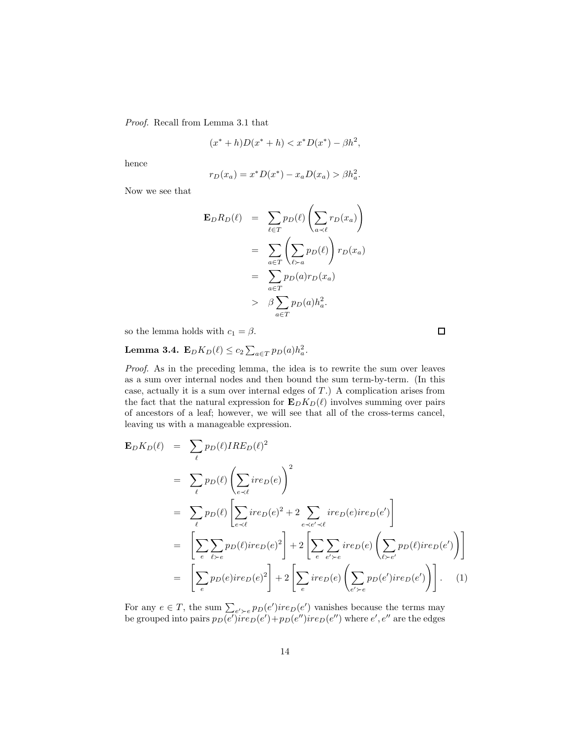*Proof.* Recall from Lemma 3.1 that

$$(x^* + h)D(x^* + h) < x^* D(x^*) - \beta h^2,$$

hence

$$r_D(x_a) = x^* D(x^*) - x_a D(x_a) > \beta h_a^2.$$

Now we see that

$$\begin{aligned}
\mathbf{E}_D R_D(\ell) &= \sum_{\ell \in T} p_D(\ell) \left( \sum_{a \prec \ell} r_D(x_a) \right) \\
&= \sum_{a \in T} \left( \sum_{\ell \succ a} p_D(\ell) \right) r_D(x_a) \\
&= \sum_{a \in T} p_D(a) r_D(x_a) \\
&> \beta \sum_{a \in T} p_D(a) h_a^2.
\end{aligned}$$

so the lemma holds with $c_1 = \beta$. □

**Lemma 3.4.** $\mathbf{E}_D K_D(\ell) \le c_2 \sum_{a \in T} p_D(a) h_a^2$.

*Proof.* As in the preceding lemma, the idea is to rewrite the sum over leaves as a sum over internal nodes and then bound the sum term-by-term. (In this case, actually it is a sum over internal edges of $T$.) A complication arises from the fact that the natural expression for $\mathbf{E}_D K_D(\ell)$ involves summing over pairs of ancestors of a leaf; however, we will see that all of the cross-terms cancel, leaving us with a manageable expression.

$$\begin{aligned}
\mathbf{E}_D K_D(\ell) &= \sum_{\ell} p_D(\ell) IRE_D(\ell)^2 \\
&= \sum_{\ell} p_D(\ell) \left( \sum_{e \prec \ell} ire_D(e) \right)^2 \\
&= \sum_{\ell} p_D(\ell) \left[ \sum_{e \prec \ell} ire_D(e)^2 + 2 \sum_{e \prec e' \prec \ell} ire_D(e) ire_D(e') \right] \\
&= \left[ \sum_{e} \sum_{\ell \succ e} p_D(\ell) ire_D(e)^2 \right] + 2 \left[ \sum_{e} \sum_{e' \succ e} ire_D(e) \left( \sum_{\ell \succ e'} p_D(\ell) ire_D(e') \right) \right] \\
&= \left[ \sum_{e} p_D(e) ire_D(e)^2 \right] + 2 \left[ \sum_{e} ire_D(e) \left( \sum_{e' \succ e} p_D(e') ire_D(e') \right) \right]. \quad (1)
\end{aligned}$$

For any $e \in T$, the sum $\sum_{e' \succ e} p_D(e') ire_D(e')$ vanishes because the terms may be grouped into pairs $p_D(e') ire_D(e') + p_D(e'') ire_D(e'')$ where $e', e''$ are the edges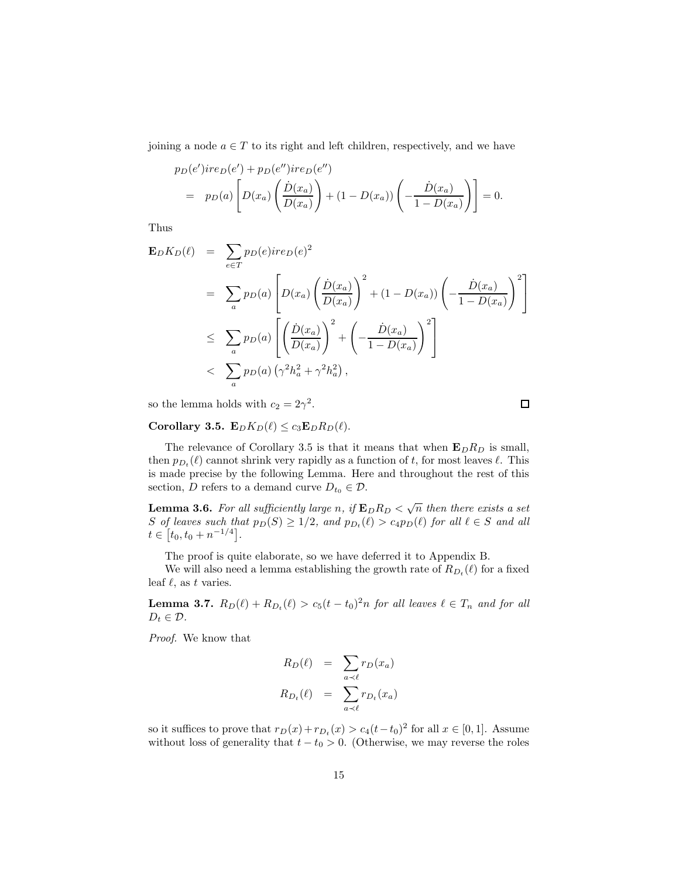joining a node $a \in T$ to its right and left children, respectively, and we have

$$
\begin{aligned}
& p_D(e')ire_D(e') + p_D(e'')ire_D(e'') \\
&= \; p_D(a)\left[D(x_a)\left(\frac{\dot{D}(x_a)}{D(x_a)}\right) + (1-D(x_a))\left(-\frac{\dot{D}(x_a)}{1-D(x_a)}\right)\right] = 0.
\end{aligned}
$$

Thus

$$
\begin{aligned}
\mathbf{E}_D K_D(\ell) &= \sum_{e \in T} p_D(e) ire_D(e)^2 \\
&= \sum_a p_D(a)\left[D(x_a)\left(\frac{\dot{D}(x_a)}{D(x_a)}\right)^2 + (1-D(x_a))\left(-\frac{\dot{D}(x_a)}{1-D(x_a)}\right)^2\right] \\
&\leq \sum_a p_D(a)\left[\left(\frac{\dot{D}(x_a)}{D(x_a)}\right)^2 + \left(-\frac{\dot{D}(x_a)}{1-D(x_a)}\right)^2\right] \\
&< \sum_a p_D(a)\left(\gamma^2 h_a^2 + \gamma^2 h_a^2\right),
\end{aligned}
$$

so the lemma holds with $c_2 = 2\gamma^2$. $\square$

**Corollary 3.5.** $\mathbf{E}_D K_D(\ell) \leq c_3 \mathbf{E}_D R_D(\ell)$.

The relevance of Corollary 3.5 is that it means that when $\mathbf{E}_D R_D$ is small, then $p_{D_t}(\ell)$ cannot shrink very rapidly as a function of $t$, for most leaves $\ell$. This is made precise by the following Lemma. Here and throughout the rest of this section, $D$ refers to a demand curve $D_{t_0} \in \mathcal{D}$.

**Lemma 3.6.** *For all sufficiently large $n$, if $\mathbf{E}_D R_D < \sqrt{n}$ then there exists a set $S$ of leaves such that $p_D(S) \geq 1/2$, and $p_{D_t}(\ell) > c_4 p_D(\ell)$ for all $\ell \in S$ and all $t \in \left[t_0, t_0 + n^{-1/4}\right]$.*

The proof is quite elaborate, so we have deferred it to Appendix B.

We will also need a lemma establishing the growth rate of $R_{D_t}(\ell)$ for a fixed leaf $\ell$, as $t$ varies.

**Lemma 3.7.** *$R_D(\ell) + R_{D_t}(\ell) > c_5(t-t_0)^2 n$ for all leaves $\ell \in T_n$ and for all $D_t \in \mathcal{D}$.*

*Proof.* We know that

$$
\begin{aligned}
R_D(\ell) &= \sum_{a \prec \ell} r_D(x_a) \\
R_{D_t}(\ell) &= \sum_{a \prec \ell} r_{D_t}(x_a)
\end{aligned}
$$

so it suffices to prove that $r_D(x) + r_{D_t}(x) > c_4(t-t_0)^2$ for all $x \in [0,1]$. Assume without loss of generality that $t - t_0 > 0$. (Otherwise, we may reverse the roles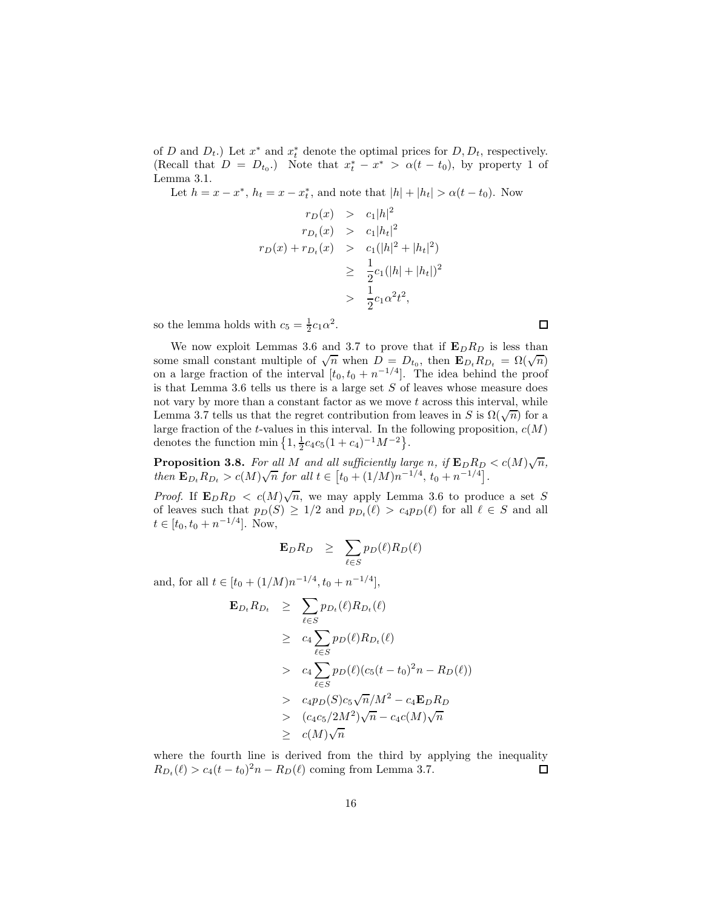of $D$ and $D_t$.) Let $x^*$ and $x_t^*$ denote the optimal prices for $D, D_t$, respectively. (Recall that $D = D_{t_0}$.) Note that $x_t^* - x^* > \alpha(t - t_0)$, by property 1 of Lemma 3.1.

Let $h = x - x^*$, $h_t = x - x_t^*$, and note that $|h| + |h_t| > \alpha(t - t_0)$. Now

$$
\begin{aligned}
r_D(x) &> c_1|h|^2 \\
r_{D_t}(x) &> c_1|h_t|^2 \\
r_D(x) + r_{D_t}(x) &> c_1(|h|^2 + |h_t|^2) \\
&\geq \frac{1}{2}c_1(|h| + |h_t|)^2 \\
&> \frac{1}{2}c_1\alpha^2 t^2,
\end{aligned}
$$

so the lemma holds with $c_5 = \frac{1}{2}c_1\alpha^2$. ◻

We now exploit Lemmas 3.6 and 3.7 to prove that if $\mathbf{E}_D R_D$ is less than some small constant multiple of $\sqrt{n}$ when $D = D_{t_0}$, then $\mathbf{E}_{D_t} R_{D_t} = \Omega(\sqrt{n})$ on a large fraction of the interval $[t_0, t_0 + n^{-1/4}]$. The idea behind the proof is that Lemma 3.6 tells us there is a large set $S$ of leaves whose measure does not vary by more than a constant factor as we move $t$ across this interval, while Lemma 3.7 tells us that the regret contribution from leaves in $S$ is $\Omega(\sqrt{n})$ for a large fraction of the $t$-values in this interval. In the following proposition, $c(M)$ denotes the function $\min\left\{1, \frac{1}{2}c_4 c_5 (1 + c_4)^{-1} M^{-2}\right\}$.

**Proposition 3.8.** *For all $M$ and all sufficiently large $n$, if $\mathbf{E}_D R_D < c(M)\sqrt{n}$, then $\mathbf{E}_{D_t} R_{D_t} > c(M)\sqrt{n}$ for all $t \in \left[t_0 + (1/M)n^{-1/4},\ t_0 + n^{-1/4}\right]$.*

*Proof.* If $\mathbf{E}_D R_D < c(M)\sqrt{n}$, we may apply Lemma 3.6 to produce a set $S$ of leaves such that $p_D(S) \geq 1/2$ and $p_{D_t}(\ell) > c_4 p_D(\ell)$ for all $\ell \in S$ and all $t \in [t_0, t_0 + n^{-1/4}]$. Now,

$$
\mathbf{E}_D R_D \geq \sum_{\ell \in S} p_D(\ell) R_D(\ell)
$$

and, for all $t \in [t_0 + (1/M)n^{-1/4}, t_0 + n^{-1/4}]$,

$$
\begin{aligned}
\mathbf{E}_{D_t} R_{D_t} &\geq \sum_{\ell \in S} p_{D_t}(\ell) R_{D_t}(\ell) \\
&\geq c_4 \sum_{\ell \in S} p_D(\ell) R_{D_t}(\ell) \\
&> c_4 \sum_{\ell \in S} p_D(\ell)(c_5(t - t_0)^2 n - R_D(\ell)) \\
&> c_4 p_D(S) c_5 \sqrt{n}/M^2 - c_4 \mathbf{E}_D R_D \\
&> (c_4 c_5 / 2M^2)\sqrt{n} - c_4 c(M)\sqrt{n} \\
&\geq c(M)\sqrt{n}
\end{aligned}
$$

where the fourth line is derived from the third by applying the inequality $R_{D_t}(\ell) > c_4(t - t_0)^2 n - R_D(\ell)$ coming from Lemma 3.7. ◻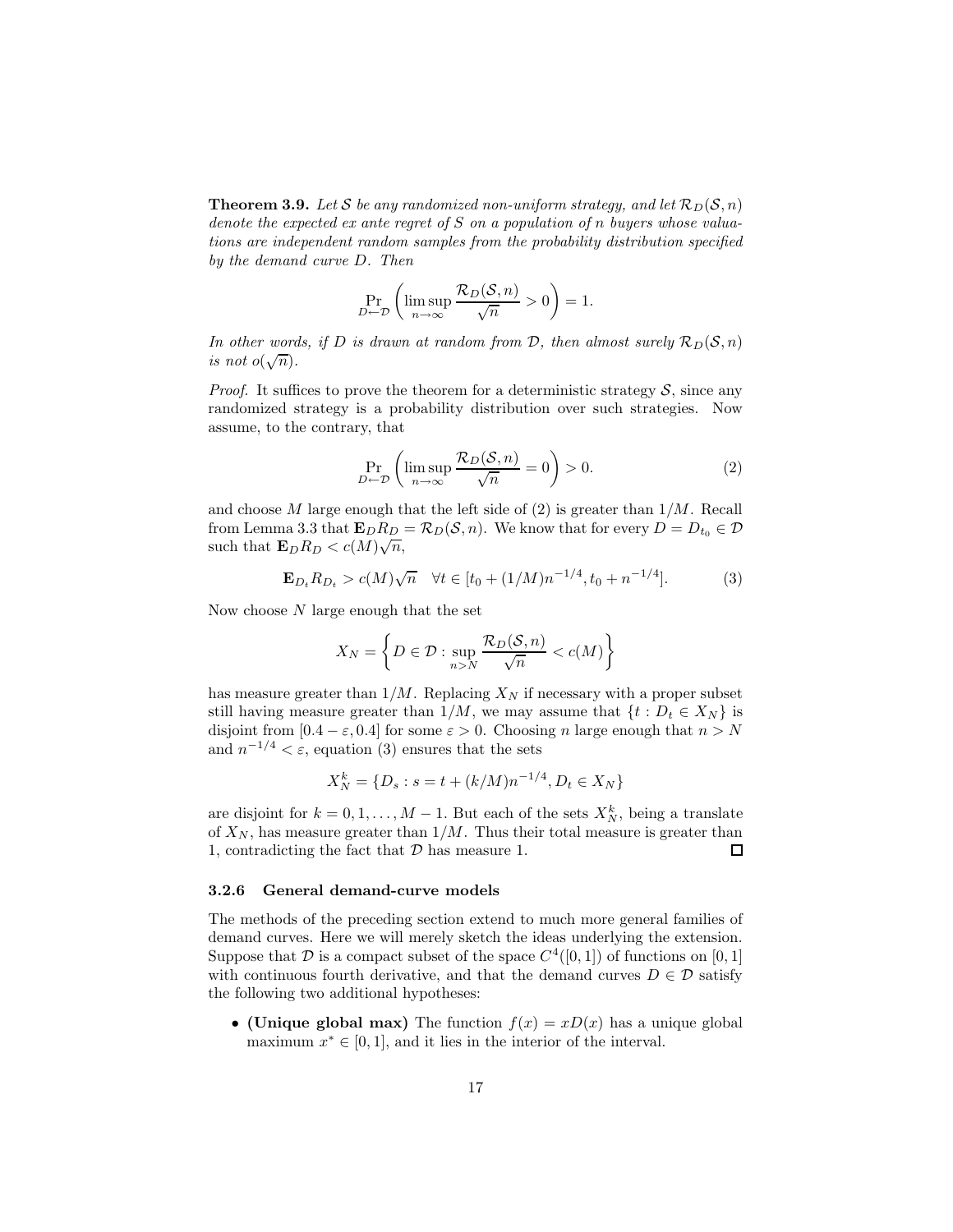**Theorem 3.9.** *Let $\mathcal{S}$ be any randomized non-uniform strategy, and let $\mathcal{R}_D(\mathcal{S}, n)$ denote the expected ex ante regret of $S$ on a population of $n$ buyers whose valuations are independent random samples from the probability distribution specified by the demand curve $D$. Then*

$$\Pr_{D \leftarrow \mathcal{D}} \left( \limsup_{n \to \infty} \frac{\mathcal{R}_D(\mathcal{S}, n)}{\sqrt{n}} > 0 \right) = 1.$$

*In other words, if $D$ is drawn at random from $\mathcal{D}$, then almost surely $\mathcal{R}_D(\mathcal{S}, n)$ is not $o(\sqrt{n})$.*

*Proof.* It suffices to prove the theorem for a deterministic strategy $\mathcal{S}$, since any randomized strategy is a probability distribution over such strategies. Now assume, to the contrary, that

$$\Pr_{D \leftarrow \mathcal{D}} \left( \limsup_{n \to \infty} \frac{\mathcal{R}_D(\mathcal{S}, n)}{\sqrt{n}} = 0 \right) > 0. \tag{2}$$

and choose $M$ large enough that the left side of (2) is greater than $1/M$. Recall from Lemma 3.3 that $\mathbf{E}_D R_D = \mathcal{R}_D(\mathcal{S}, n)$. We know that for every $D = D_{t_0} \in \mathcal{D}$ such that $\mathbf{E}_D R_D < c(M)\sqrt{n}$,

$$\mathbf{E}_{D_t} R_{D_t} > c(M)\sqrt{n} \quad \forall t \in [t_0 + (1/M)n^{-1/4}, t_0 + n^{-1/4}]. \tag{3}$$

Now choose $N$ large enough that the set

$$X_N = \left\{ D \in \mathcal{D} : \sup_{n > N} \frac{\mathcal{R}_D(\mathcal{S}, n)}{\sqrt{n}} < c(M) \right\}$$

has measure greater than $1/M$. Replacing $X_N$ if necessary with a proper subset still having measure greater than $1/M$, we may assume that $\{t : D_t \in X_N\}$ is disjoint from $[0.4 - \varepsilon, 0.4]$ for some $\varepsilon > 0$. Choosing $n$ large enough that $n > N$ and $n^{-1/4} < \varepsilon$, equation (3) ensures that the sets

$$X_N^k = \{D_s : s = t + (k/M)n^{-1/4}, D_t \in X_N\}$$

are disjoint for $k = 0, 1, \ldots, M-1$. But each of the sets $X_N^k$, being a translate of $X_N$, has measure greater than $1/M$. Thus their total measure is greater than 1, contradicting the fact that $\mathcal{D}$ has measure 1. $\square$

### 3.2.6 General demand-curve models

The methods of the preceding section extend to much more general families of demand curves. Here we will merely sketch the ideas underlying the extension. Suppose that $\mathcal{D}$ is a compact subset of the space $C^4([0,1])$ of functions on $[0,1]$ with continuous fourth derivative, and that the demand curves $D \in \mathcal{D}$ satisfy the following two additional hypotheses:

- **(Unique global max)** The function $f(x) = xD(x)$ has a unique global maximum $x^* \in [0,1]$, and it lies in the interior of the interval.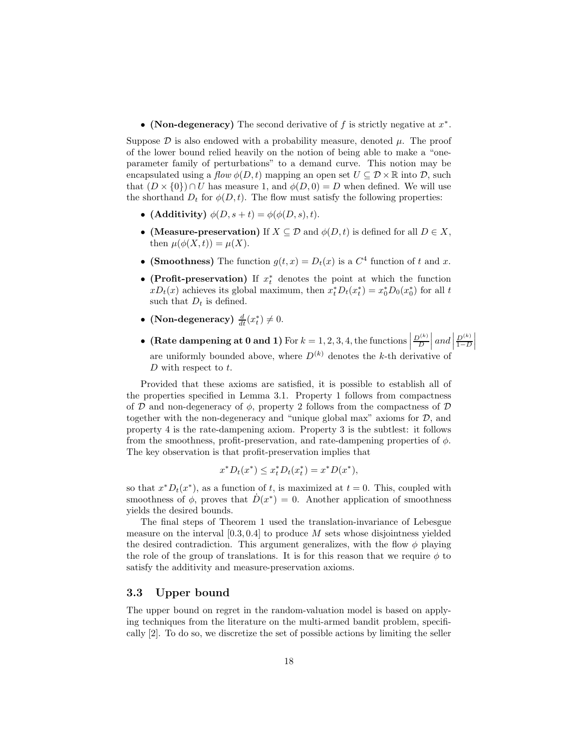- **(Non-degeneracy)** The second derivative of $f$ is strictly negative at $x^*$.

Suppose $\mathcal{D}$ is also endowed with a probability measure, denoted $\mu$. The proof of the lower bound relied heavily on the notion of being able to make a "one-parameter family of perturbations" to a demand curve. This notion may be encapsulated using a *flow* $\phi(D,t)$ mapping an open set $U \subseteq \mathcal{D} \times \mathbb{R}$ into $\mathcal{D}$, such that $(D \times \{0\}) \cap U$ has measure 1, and $\phi(D,0) = D$ when defined. We will use the shorthand $D_t$ for $\phi(D,t)$. The flow must satisfy the following properties:

- **(Additivity)** $\phi(D, s+t) = \phi(\phi(D,s), t)$.
- **(Measure-preservation)** If $X \subseteq \mathcal{D}$ and $\phi(D,t)$ is defined for all $D \in X$, then $\mu(\phi(X,t)) = \mu(X)$.
- **(Smoothness)** The function $g(t,x) = D_t(x)$ is a $C^4$ function of $t$ and $x$.
- **(Profit-preservation)** If $x_t^*$ denotes the point at which the function $xD_t(x)$ achieves its global maximum, then $x_t^* D_t(x_t^*) = x_0^* D_0(x_0^*)$ for all $t$ such that $D_t$ is defined.
- **(Non-degeneracy)** $\frac{d}{dt}(x_t^*) \neq 0$.
- **(Rate dampening at 0 and 1)** For $k = 1,2,3,4$, the functions $\left|\frac{D^{(k)}}{D}\right|$ *and* $\left|\frac{D^{(k)}}{1-D}\right|$ are uniformly bounded above, where $D^{(k)}$ denotes the $k$-th derivative of $D$ with respect to $t$.

Provided that these axioms are satisfied, it is possible to establish all of the properties specified in Lemma 3.1. Property 1 follows from compactness of $\mathcal{D}$ and non-degeneracy of $\phi$, property 2 follows from the compactness of $\mathcal{D}$ together with the non-degeneracy and "unique global max" axioms for $\mathcal{D}$, and property 4 is the rate-dampening axiom. Property 3 is the subtlest: it follows from the smoothness, profit-preservation, and rate-dampening properties of $\phi$. The key observation is that profit-preservation implies that

$$x^* D_t(x^*) \leq x_t^* D_t(x_t^*) = x^* D(x^*),$$

so that $x^* D_t(x^*)$, as a function of $t$, is maximized at $t = 0$. This, coupled with smoothness of $\phi$, proves that $\dot{D}(x^*) = 0$. Another application of smoothness yields the desired bounds.

The final steps of Theorem 1 used the translation-invariance of Lebesgue measure on the interval $[0.3, 0.4]$ to produce $M$ sets whose disjointness yielded the desired contradiction. This argument generalizes, with the flow $\phi$ playing the role of the group of translations. It is for this reason that we require $\phi$ to satisfy the additivity and measure-preservation axioms.

### 3.3 Upper bound

The upper bound on regret in the random-valuation model is based on applying techniques from the literature on the multi-armed bandit problem, specifically [2]. To do so, we discretize the set of possible actions by limiting the seller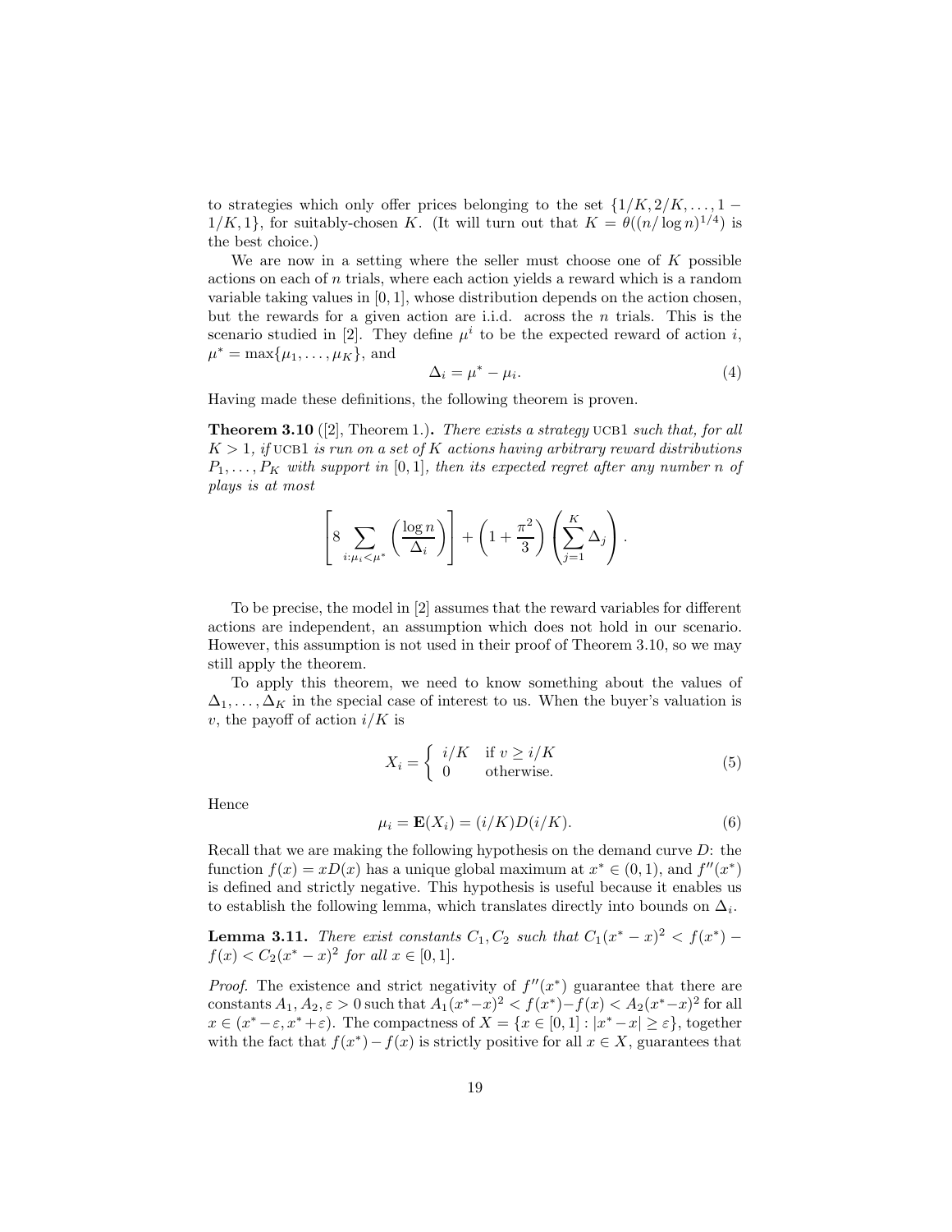to strategies which only offer prices belonging to the set $\{1/K, 2/K, \ldots, 1 - 1/K, 1\}$, for suitably-chosen $K$. (It will turn out that $K = \theta((n/\log n)^{1/4})$ is the best choice.)

We are now in a setting where the seller must choose one of $K$ possible actions on each of $n$ trials, where each action yields a reward which is a random variable taking values in $[0, 1]$, whose distribution depends on the action chosen, but the rewards for a given action are i.i.d. across the $n$ trials. This is the scenario studied in [2]. They define $\mu^i$ to be the expected reward of action $i$, $\mu^* = \max\{\mu_1, \ldots, \mu_K\}$, and

$$\Delta_i = \mu^* - \mu_i. \tag{4}$$

Having made these definitions, the following theorem is proven.

**Theorem 3.10** ([2], Theorem 1.)**.** *There exists a strategy* UCB1 *such that, for all $K > 1$, if* UCB1 *is run on a set of $K$ actions having arbitrary reward distributions $P_1, \ldots, P_K$ with support in $[0, 1]$, then its expected regret after any number $n$ of plays is at most*

$$\left[ 8 \sum_{i:\mu_i < \mu^*} \left( \frac{\log n}{\Delta_i} \right) \right] + \left( 1 + \frac{\pi^2}{3} \right) \left( \sum_{j=1}^{K} \Delta_j \right).$$

To be precise, the model in [2] assumes that the reward variables for different actions are independent, an assumption which does not hold in our scenario. However, this assumption is not used in their proof of Theorem 3.10, so we may still apply the theorem.

To apply this theorem, we need to know something about the values of $\Delta_1, \ldots, \Delta_K$ in the special case of interest to us. When the buyer's valuation is $v$, the payoff of action $i/K$ is

$$X_i = \begin{cases} i/K & \text{if } v \geq i/K \\ 0 & \text{otherwise.} \end{cases} \tag{5}$$

Hence

$$\mu_i = \mathbf{E}(X_i) = (i/K)D(i/K). \tag{6}$$

Recall that we are making the following hypothesis on the demand curve $D$: the function $f(x) = xD(x)$ has a unique global maximum at $x^* \in (0, 1)$, and $f''(x^*)$ is defined and strictly negative. This hypothesis is useful because it enables us to establish the following lemma, which translates directly into bounds on $\Delta_i$.

**Lemma 3.11.** *There exist constants $C_1, C_2$ such that $C_1(x^* - x)^2 < f(x^*) - f(x) < C_2(x^* - x)^2$ for all $x \in [0, 1]$.*

*Proof.* The existence and strict negativity of $f''(x^*)$ guarantee that there are constants $A_1, A_2, \varepsilon > 0$ such that $A_1(x^* - x)^2 < f(x^*) - f(x) < A_2(x^* - x)^2$ for all $x \in (x^* - \varepsilon, x^* + \varepsilon)$. The compactness of $X = \{x \in [0, 1] : |x^* - x| \geq \varepsilon\}$, together with the fact that $f(x^*) - f(x)$ is strictly positive for all $x \in X$, guarantees that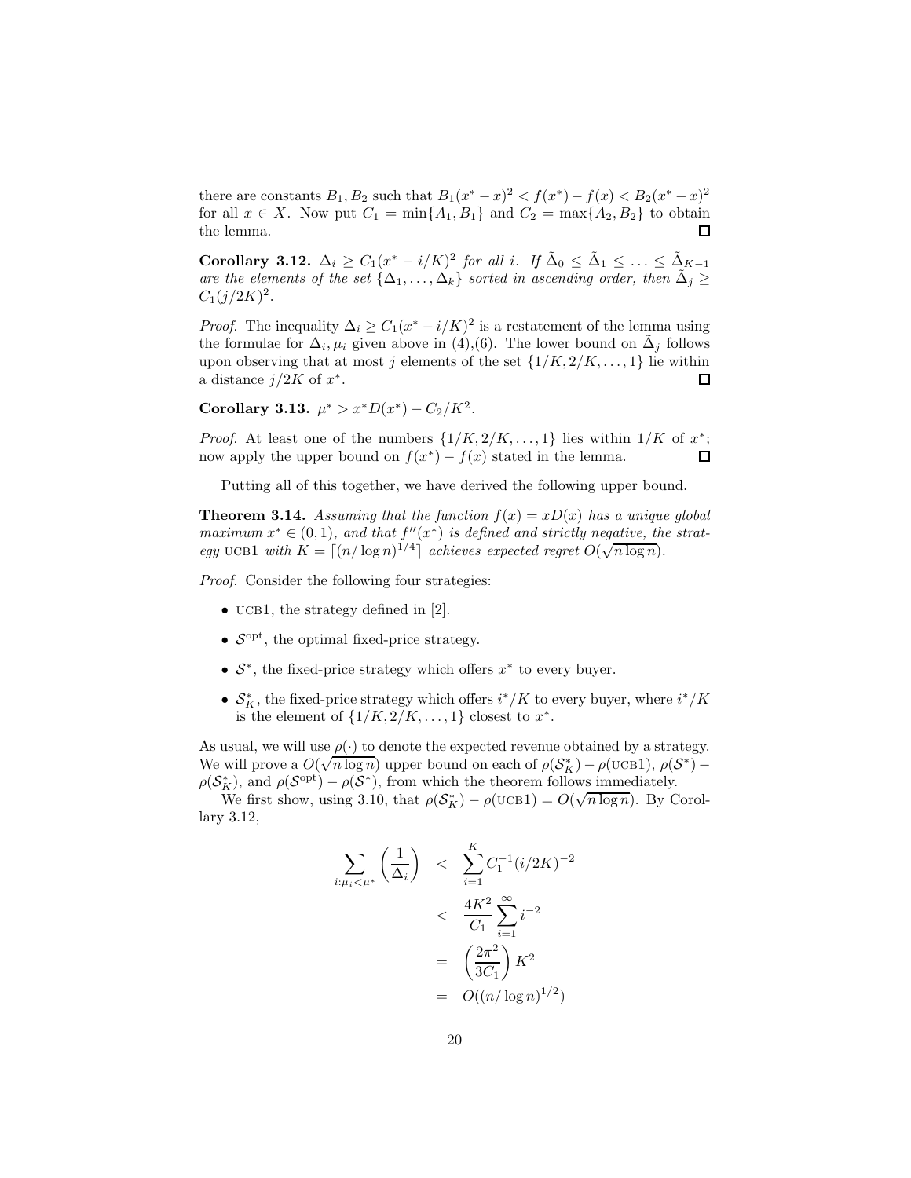there are constants $B_1, B_2$ such that $B_1(x^* - x)^2 < f(x^*) - f(x) < B_2(x^* - x)^2$ for all $x \in X$. Now put $C_1 = \min\{A_1, B_1\}$ and $C_2 = \max\{A_2, B_2\}$ to obtain the lemma. ☐

**Corollary 3.12.** *$\Delta_i \geq C_1(x^* - i/K)^2$ for all $i$. If $\tilde{\Delta}_0 \leq \tilde{\Delta}_1 \leq \ldots \leq \tilde{\Delta}_{K-1}$ are the elements of the set $\{\Delta_1, \ldots, \Delta_k\}$ sorted in ascending order, then $\tilde{\Delta}_j \geq C_1(j/2K)^2$.*

*Proof.* The inequality $\Delta_i \geq C_1(x^* - i/K)^2$ is a restatement of the lemma using the formulae for $\Delta_i, \mu_i$ given above in (4),(6). The lower bound on $\tilde{\Delta}_j$ follows upon observing that at most $j$ elements of the set $\{1/K, 2/K, \ldots, 1\}$ lie within a distance $j/2K$ of $x^*$. ☐

**Corollary 3.13.** *$\mu^* > x^*D(x^*) - C_2/K^2$.*

*Proof.* At least one of the numbers $\{1/K, 2/K, \ldots, 1\}$ lies within $1/K$ of $x^*$; now apply the upper bound on $f(x^*) - f(x)$ stated in the lemma. ☐

Putting all of this together, we have derived the following upper bound.

**Theorem 3.14.** *Assuming that the function $f(x) = xD(x)$ has a unique global maximum $x^* \in (0, 1)$, and that $f''(x^*)$ is defined and strictly negative, the strategy* UCB1 *with $K = \lceil (n/\log n)^{1/4} \rceil$ achieves expected regret $O(\sqrt{n \log n})$.*

*Proof.* Consider the following four strategies:

- UCB1, the strategy defined in [2].
- $\mathcal{S}^{\text{opt}}$, the optimal fixed-price strategy.
- $\mathcal{S}^*$, the fixed-price strategy which offers $x^*$ to every buyer.
- $\mathcal{S}^*_K$, the fixed-price strategy which offers $i^*/K$ to every buyer, where $i^*/K$ is the element of $\{1/K, 2/K, \ldots, 1\}$ closest to $x^*$.

As usual, we will use $\rho(\cdot)$ to denote the expected revenue obtained by a strategy. We will prove a $O(\sqrt{n \log n})$ upper bound on each of $\rho(\mathcal{S}^*_K) - \rho(\text{UCB1})$, $\rho(\mathcal{S}^*) - \rho(\mathcal{S}^*_K)$, and $\rho(\mathcal{S}^{\text{opt}}) - \rho(\mathcal{S}^*)$, from which the theorem follows immediately.

We first show, using 3.10, that $\rho(\mathcal{S}^*_K) - \rho(\text{UCB1}) = O(\sqrt{n \log n})$. By Corollary 3.12,

$$
\begin{aligned}
\sum_{i:\mu_i < \mu^*} \left( \frac{1}{\Delta_i} \right) &< \sum_{i=1}^{K} C_1^{-1}(i/2K)^{-2} \\
&< \frac{4K^2}{C_1} \sum_{i=1}^{\infty} i^{-2} \\
&= \left( \frac{2\pi^2}{3C_1} \right) K^2 \\
&= O((n/\log n)^{1/2})
\end{aligned}
$$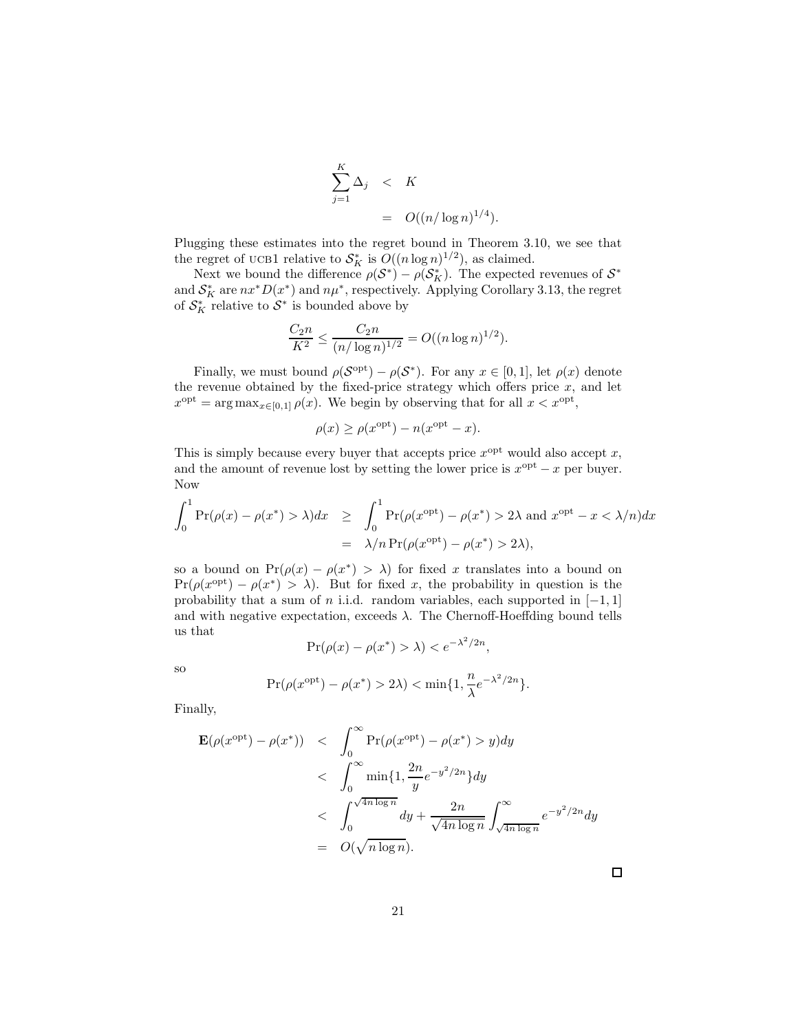$$
\begin{aligned}
\sum_{j=1}^{K} \Delta_j &< K \\
&= O((n/\log n)^{1/4}).
\end{aligned}
$$

Plugging these estimates into the regret bound in Theorem 3.10, we see that the regret of UCB1 relative to $\mathcal{S}_K^*$ is $O((n \log n)^{1/2})$, as claimed.

Next we bound the difference $\rho(\mathcal{S}^*) - \rho(\mathcal{S}_K^*)$. The expected revenues of $\mathcal{S}^*$ and $\mathcal{S}_K^*$ are $nx^* D(x^*)$ and $n\mu^*$, respectively. Applying Corollary 3.13, the regret of $\mathcal{S}_K^*$ relative to $\mathcal{S}^*$ is bounded above by

$$
\frac{C_2 n}{K^2} \leq \frac{C_2 n}{(n/\log n)^{1/2}} = O((n \log n)^{1/2}).
$$

Finally, we must bound $\rho(\mathcal{S}^{\text{opt}}) - \rho(\mathcal{S}^*)$. For any $x \in [0,1]$, let $\rho(x)$ denote the revenue obtained by the fixed-price strategy which offers price $x$, and let $x^{\text{opt}} = \arg\max_{x \in [0,1]} \rho(x)$. We begin by observing that for all $x < x^{\text{opt}}$,

$$
\rho(x) \geq \rho(x^{\text{opt}}) - n(x^{\text{opt}} - x).
$$

This is simply because every buyer that accepts price $x^{\text{opt}}$ would also accept $x$, and the amount of revenue lost by setting the lower price is $x^{\text{opt}} - x$ per buyer. Now

$$
\begin{aligned}
\int_0^1 \Pr(\rho(x) - \rho(x^*) > \lambda) dx &\geq \int_0^1 \Pr(\rho(x^{\text{opt}}) - \rho(x^*) > 2\lambda \text{ and } x^{\text{opt}} - x < \lambda/n) dx \\
&= \lambda/n \Pr(\rho(x^{\text{opt}}) - \rho(x^*) > 2\lambda),
\end{aligned}
$$

so a bound on $\Pr(\rho(x) - \rho(x^*) > \lambda)$ for fixed $x$ translates into a bound on $\Pr(\rho(x^{\text{opt}}) - \rho(x^*) > \lambda)$. But for fixed $x$, the probability in question is the probability that a sum of $n$ i.i.d. random variables, each supported in $[-1,1]$ and with negative expectation, exceeds $\lambda$. The Chernoff-Hoeffding bound tells us that

$$
\Pr(\rho(x) - \rho(x^*) > \lambda) < e^{-\lambda^2/2n},
$$

so

$$
\Pr(\rho(x^{\text{opt}}) - \rho(x^*) > 2\lambda) < \min\{1, \frac{n}{\lambda} e^{-\lambda^2/2n}\}.
$$

Finally,

$$
\begin{aligned}
\mathbf{E}(\rho(x^{\text{opt}}) - \rho(x^*)) &< \int_0^\infty \Pr(\rho(x^{\text{opt}}) - \rho(x^*) > y) dy \\
&< \int_0^\infty \min\{1, \frac{2n}{y} e^{-y^2/2n}\} dy \\
&< \int_0^{\sqrt{4n \log n}} dy + \frac{2n}{\sqrt{4n \log n}} \int_{\sqrt{4n \log n}}^\infty e^{-y^2/2n} dy \\
&= O(\sqrt{n \log n}).
\end{aligned}
$$

□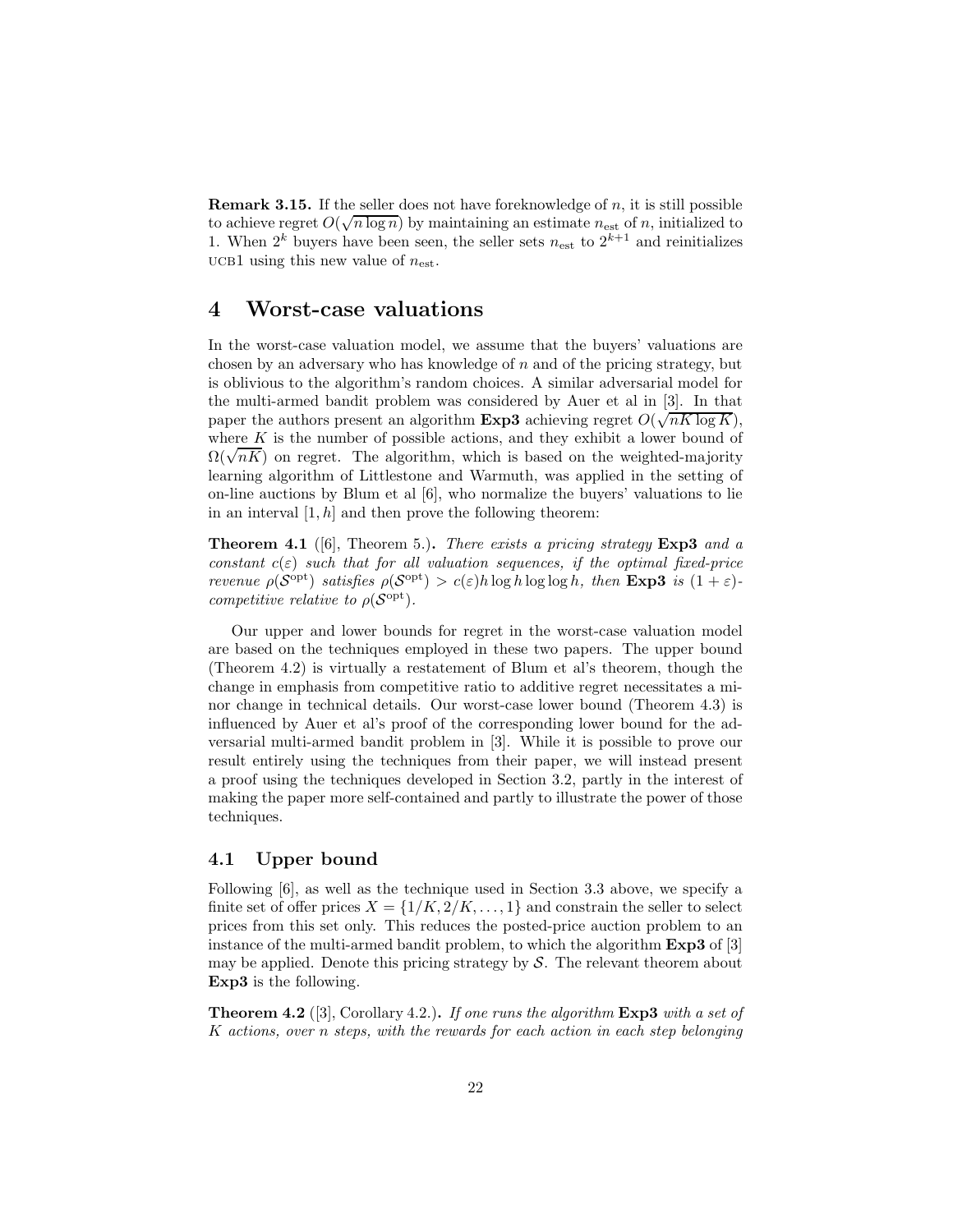**Remark 3.15.** If the seller does not have foreknowledge of $n$, it is still possible to achieve regret $O(\sqrt{n \log n})$ by maintaining an estimate $n_{\text{est}}$ of $n$, initialized to 1. When $2^k$ buyers have been seen, the seller sets $n_{\text{est}}$ to $2^{k+1}$ and reinitializes UCB1 using this new value of $n_{\text{est}}$.

# 4 Worst-case valuations

In the worst-case valuation model, we assume that the buyers' valuations are chosen by an adversary who has knowledge of $n$ and of the pricing strategy, but is oblivious to the algorithm's random choices. A similar adversarial model for the multi-armed bandit problem was considered by Auer et al in [3]. In that paper the authors present an algorithm **Exp3** achieving regret $O(\sqrt{nK \log K})$, where $K$ is the number of possible actions, and they exhibit a lower bound of $\Omega(\sqrt{nK})$ on regret. The algorithm, which is based on the weighted-majority learning algorithm of Littlestone and Warmuth, was applied in the setting of on-line auctions by Blum et al [6], who normalize the buyers' valuations to lie in an interval $[1, h]$ and then prove the following theorem:

**Theorem 4.1** ([6], Theorem 5.)**.** *There exists a pricing strategy* **Exp3** *and a constant $c(\varepsilon)$ such that for all valuation sequences, if the optimal fixed-price revenue $\rho(\mathcal{S}^{\text{opt}})$ satisfies $\rho(\mathcal{S}^{\text{opt}}) > c(\varepsilon) h \log h \log \log h$, then* **Exp3** *is $(1 + \varepsilon)$-competitive relative to $\rho(\mathcal{S}^{\text{opt}})$.*

Our upper and lower bounds for regret in the worst-case valuation model are based on the techniques employed in these two papers. The upper bound (Theorem 4.2) is virtually a restatement of Blum et al's theorem, though the change in emphasis from competitive ratio to additive regret necessitates a minor change in technical details. Our worst-case lower bound (Theorem 4.3) is influenced by Auer et al's proof of the corresponding lower bound for the adversarial multi-armed bandit problem in [3]. While it is possible to prove our result entirely using the techniques from their paper, we will instead present a proof using the techniques developed in Section 3.2, partly in the interest of making the paper more self-contained and partly to illustrate the power of those techniques.

## 4.1 Upper bound

Following [6], as well as the technique used in Section 3.3 above, we specify a finite set of offer prices $X = \{1/K, 2/K, \ldots, 1\}$ and constrain the seller to select prices from this set only. This reduces the posted-price auction problem to an instance of the multi-armed bandit problem, to which the algorithm **Exp3** of [3] may be applied. Denote this pricing strategy by $\mathcal{S}$. The relevant theorem about **Exp3** is the following.

**Theorem 4.2** ([3], Corollary 4.2.)**.** *If one runs the algorithm* **Exp3** *with a set of $K$ actions, over $n$ steps, with the rewards for each action in each step belonging*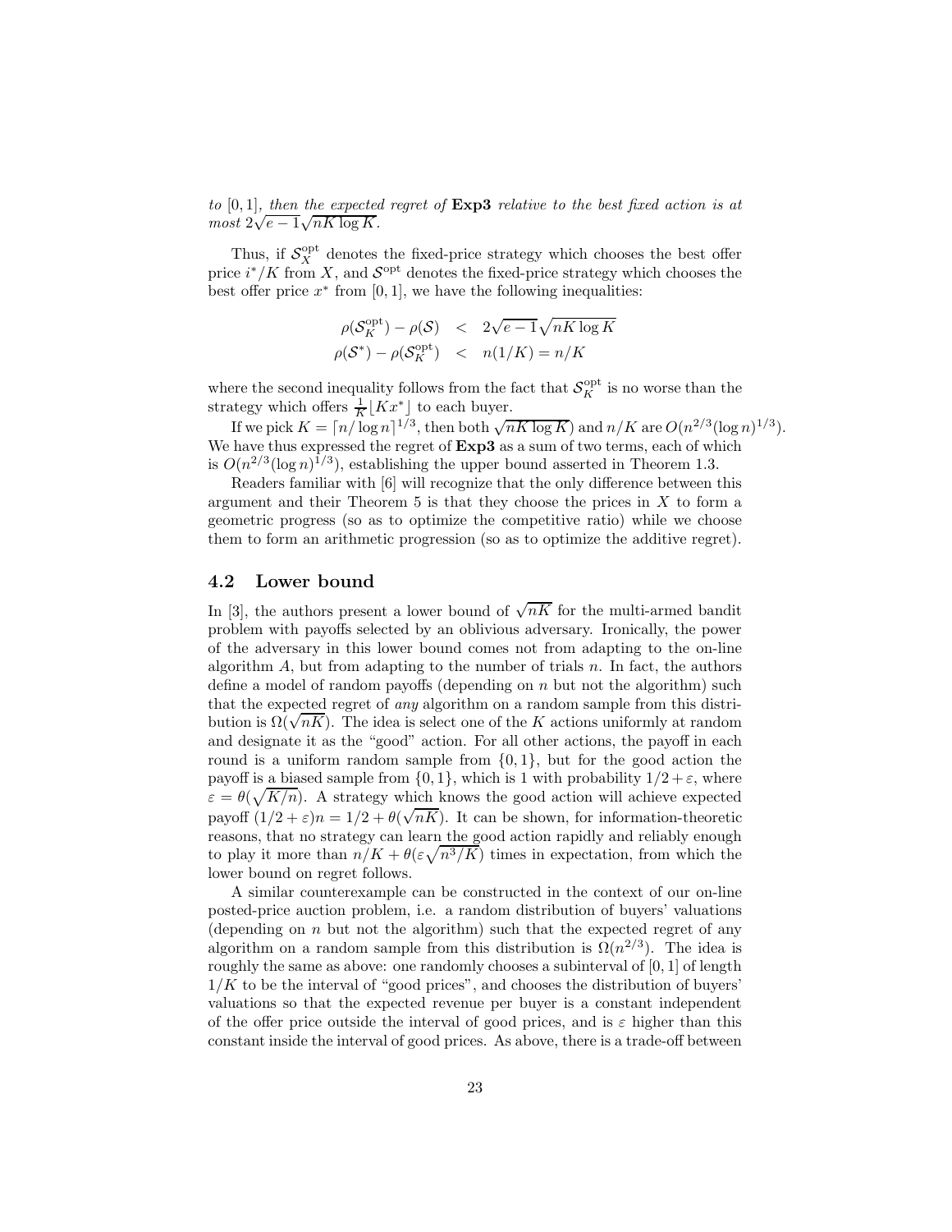*to* $[0, 1]$*, then the expected regret of* **Exp3** *relative to the best fixed action is at most* $2\sqrt{e-1}\sqrt{nK \log K}$.

Thus, if $\mathcal{S}_X^{\rm opt}$ denotes the fixed-price strategy which chooses the best offer price $i^*/K$ from $X$, and $\mathcal{S}^{\rm opt}$ denotes the fixed-price strategy which chooses the best offer price $x^*$ from $[0, 1]$, we have the following inequalities:

$$
\begin{aligned}
\rho(\mathcal{S}_K^{\rm opt}) - \rho(\mathcal{S}) &< 2\sqrt{e-1}\sqrt{nK \log K} \\
\rho(\mathcal{S}^*) - \rho(\mathcal{S}_K^{\rm opt}) &< n(1/K) = n/K
\end{aligned}
$$

where the second inequality follows from the fact that $\mathcal{S}_K^{\rm opt}$ is no worse than the strategy which offers $\frac{1}{K}\lfloor Kx^* \rfloor$ to each buyer.

If we pick $K = \lceil n/\log n \rceil^{1/3}$, then both $\sqrt{nK \log K)}$ and $n/K$ are $O(n^{2/3}(\log n)^{1/3})$. We have thus expressed the regret of **Exp3** as a sum of two terms, each of which is $O(n^{2/3}(\log n)^{1/3})$, establishing the upper bound asserted in Theorem 1.3.

Readers familiar with [6] will recognize that the only difference between this argument and their Theorem 5 is that they choose the prices in $X$ to form a geometric progress (so as to optimize the competitive ratio) while we choose them to form an arithmetic progression (so as to optimize the additive regret).

## 4.2 Lower bound

In [3], the authors present a lower bound of $\sqrt{nK}$ for the multi-armed bandit problem with payoffs selected by an oblivious adversary. Ironically, the power of the adversary in this lower bound comes not from adapting to the on-line algorithm $A$, but from adapting to the number of trials $n$. In fact, the authors define a model of random payoffs (depending on $n$ but not the algorithm) such that the expected regret of *any* algorithm on a random sample from this distribution is $\Omega(\sqrt{nK})$. The idea is select one of the $K$ actions uniformly at random and designate it as the "good" action. For all other actions, the payoff in each round is a uniform random sample from $\{0, 1\}$, but for the good action the payoff is a biased sample from $\{0, 1\}$, which is 1 with probability $1/2 + \varepsilon$, where $\varepsilon = \theta(\sqrt{K/n})$. A strategy which knows the good action will achieve expected payoff $(1/2 + \varepsilon)n = 1/2 + \theta(\sqrt{nK})$. It can be shown, for information-theoretic reasons, that no strategy can learn the good action rapidly and reliably enough to play it more than $n/K + \theta(\varepsilon\sqrt{n^3/K})$ times in expectation, from which the lower bound on regret follows.

A similar counterexample can be constructed in the context of our on-line posted-price auction problem, i.e. a random distribution of buyers' valuations (depending on $n$ but not the algorithm) such that the expected regret of any algorithm on a random sample from this distribution is $\Omega(n^{2/3})$. The idea is roughly the same as above: one randomly chooses a subinterval of $[0, 1]$ of length $1/K$ to be the interval of "good prices", and chooses the distribution of buyers' valuations so that the expected revenue per buyer is a constant independent of the offer price outside the interval of good prices, and is $\varepsilon$ higher than this constant inside the interval of good prices. As above, there is a trade-off between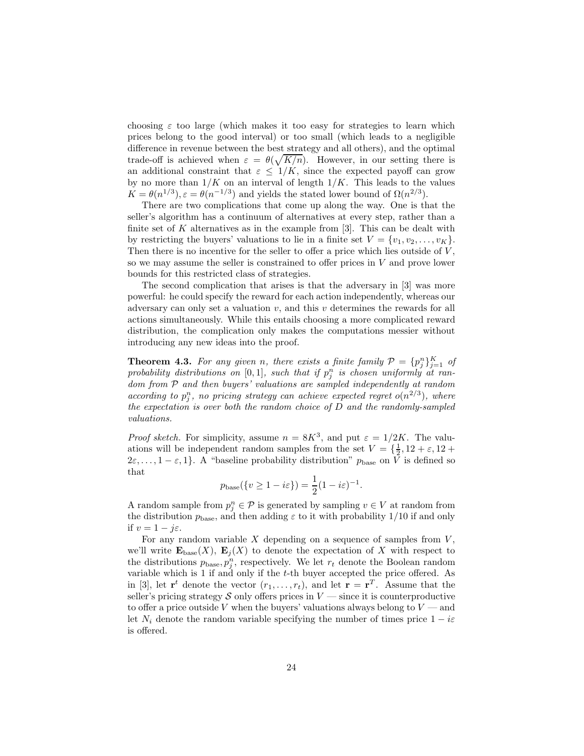choosing $\varepsilon$ too large (which makes it too easy for strategies to learn which prices belong to the good interval) or too small (which leads to a negligible difference in revenue between the best strategy and all others), and the optimal trade-off is achieved when $\varepsilon = \theta(\sqrt{K/n})$. However, in our setting there is an additional constraint that $\varepsilon \leq 1/K$, since the expected payoff can grow by no more than $1/K$ on an interval of length $1/K$. This leads to the values $K = \theta(n^{1/3}), \varepsilon = \theta(n^{-1/3})$ and yields the stated lower bound of $\Omega(n^{2/3})$.

There are two complications that come up along the way. One is that the seller's algorithm has a continuum of alternatives at every step, rather than a finite set of $K$ alternatives as in the example from [3]. This can be dealt with by restricting the buyers' valuations to lie in a finite set $V = \{v_1, v_2, \ldots, v_K\}$. Then there is no incentive for the seller to offer a price which lies outside of $V$, so we may assume the seller is constrained to offer prices in $V$ and prove lower bounds for this restricted class of strategies.

The second complication that arises is that the adversary in [3] was more powerful: he could specify the reward for each action independently, whereas our adversary can only set a valuation $v$, and this $v$ determines the rewards for all actions simultaneously. While this entails choosing a more complicated reward distribution, the complication only makes the computations messier without introducing any new ideas into the proof.

**Theorem 4.3.** *For any given $n$, there exists a finite family $\mathcal{P} = \{p_j^n\}_{j=1}^K$ of probability distributions on $[0,1]$, such that if $p_j^n$ is chosen uniformly at random from $\mathcal{P}$ and then buyers' valuations are sampled independently at random according to $p_j^n$, no pricing strategy can achieve expected regret $o(n^{2/3})$, where the expectation is over both the random choice of $D$ and the randomly-sampled valuations.*

*Proof sketch.* For simplicity, assume $n = 8K^3$, and put $\varepsilon = 1/2K$. The valuations will be independent random samples from the set $V = \{\frac{1}{2}, 12 + \varepsilon, 12 + 2\varepsilon, \ldots, 1 - \varepsilon, 1\}$. A "baseline probability distribution" $p_{\text{base}}$ on $V$ is defined so that

$$p_{\text{base}}(\{v \geq 1 - i\varepsilon\}) = \frac{1}{2}(1 - i\varepsilon)^{-1}.$$

A random sample from $p_j^n \in \mathcal{P}$ is generated by sampling $v \in V$ at random from the distribution $p_{\text{base}}$, and then adding $\varepsilon$ to it with probability $1/10$ if and only if $v = 1 - j\varepsilon$.

For any random variable $X$ depending on a sequence of samples from $V$, we'll write $\mathbf{E}_{\text{base}}(X)$, $\mathbf{E}_j(X)$ to denote the expectation of $X$ with respect to the distributions $p_{\text{base}}, p_j^n$, respectively. We let $r_t$ denote the Boolean random variable which is 1 if and only if the $t$-th buyer accepted the price offered. As in [3], let $\mathbf{r}^t$ denote the vector $(r_1, \ldots, r_t)$, and let $\mathbf{r} = \mathbf{r}^T$. Assume that the seller's pricing strategy $\mathcal{S}$ only offers prices in $V$ — since it is counterproductive to offer a price outside $V$ when the buyers' valuations always belong to $V$ — and let $N_i$ denote the random variable specifying the number of times price $1 - i\varepsilon$ is offered.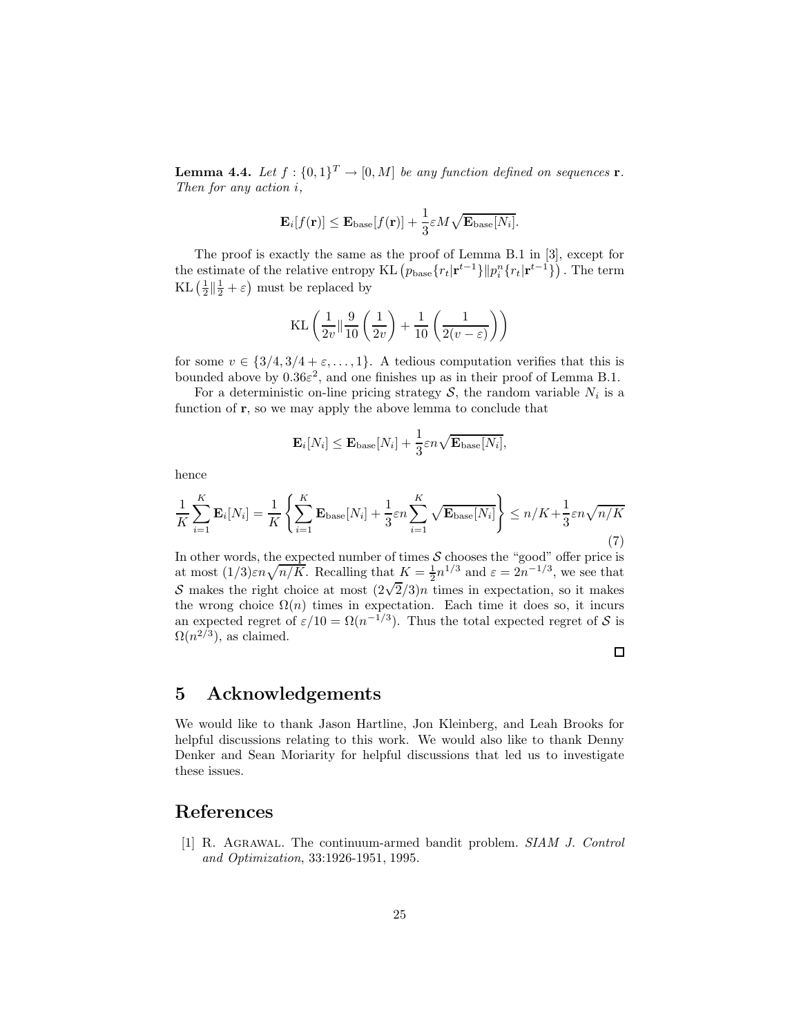**Lemma 4.4.** *Let $f : \{0,1\}^T \to [0, M]$ be any function defined on sequences $\mathbf{r}$. Then for any action $i$,*

$$\mathbf{E}_i[f(\mathbf{r})] \leq \mathbf{E}_{\text{base}}[f(\mathbf{r})] + \frac{1}{3}\varepsilon M \sqrt{\mathbf{E}_{\text{base}}[N_i]}.$$

The proof is exactly the same as the proof of Lemma B.1 in [3], except for the estimate of the relative entropy $\text{KL}\left(p_{\text{base}}\{r_t|\mathbf{r}^{t-1}\} \| p_i^n\{r_t|\mathbf{r}^{t-1}\}\right)$. The term $\text{KL}\left(\frac{1}{2}\|\frac{1}{2}+\varepsilon\right)$ must be replaced by

$$\text{KL}\left(\frac{1}{2v} \| \frac{9}{10}\left(\frac{1}{2v}\right) + \frac{1}{10}\left(\frac{1}{2(v-\varepsilon)}\right)\right)$$

for some $v \in \{3/4, 3/4+\varepsilon, \ldots, 1\}$. A tedious computation verifies that this is bounded above by $0.36\varepsilon^2$, and one finishes up as in their proof of Lemma B.1.

For a deterministic on-line pricing strategy $\mathcal{S}$, the random variable $N_i$ is a function of $\mathbf{r}$, so we may apply the above lemma to conclude that

$$\mathbf{E}_i[N_i] \leq \mathbf{E}_{\text{base}}[N_i] + \frac{1}{3}\varepsilon n \sqrt{\mathbf{E}_{\text{base}}[N_i]},$$

hence

$$\frac{1}{K}\sum_{i=1}^{K}\mathbf{E}_i[N_i] = \frac{1}{K}\left\{\sum_{i=1}^{K}\mathbf{E}_{\text{base}}[N_i] + \frac{1}{3}\varepsilon n \sum_{i=1}^{K}\sqrt{\mathbf{E}_{\text{base}}[N_i]}\right\} \leq n/K + \frac{1}{3}\varepsilon n\sqrt{n/K} \tag{7}$$

In other words, the expected number of times $\mathcal{S}$ chooses the "good" offer price is at most $(1/3)\varepsilon n\sqrt{n/K}$. Recalling that $K = \frac{1}{2}n^{1/3}$ and $\varepsilon = 2n^{-1/3}$, we see that $\mathcal{S}$ makes the right choice at most $(2\sqrt{2}/3)n$ times in expectation, so it makes the wrong choice $\Omega(n)$ times in expectation. Each time it does so, it incurs an expected regret of $\varepsilon/10 = \Omega(n^{-1/3})$. Thus the total expected regret of $\mathcal{S}$ is $\Omega(n^{2/3})$, as claimed.

□

# 5 Acknowledgements

We would like to thank Jason Hartline, Jon Kleinberg, and Leah Brooks for helpful discussions relating to this work. We would also like to thank Denny Denker and Sean Moriarity for helpful discussions that led us to investigate these issues.

# References

[1] R. Agrawal. The continuum-armed bandit problem. *SIAM J. Control and Optimization*, 33:1926-1951, 1995.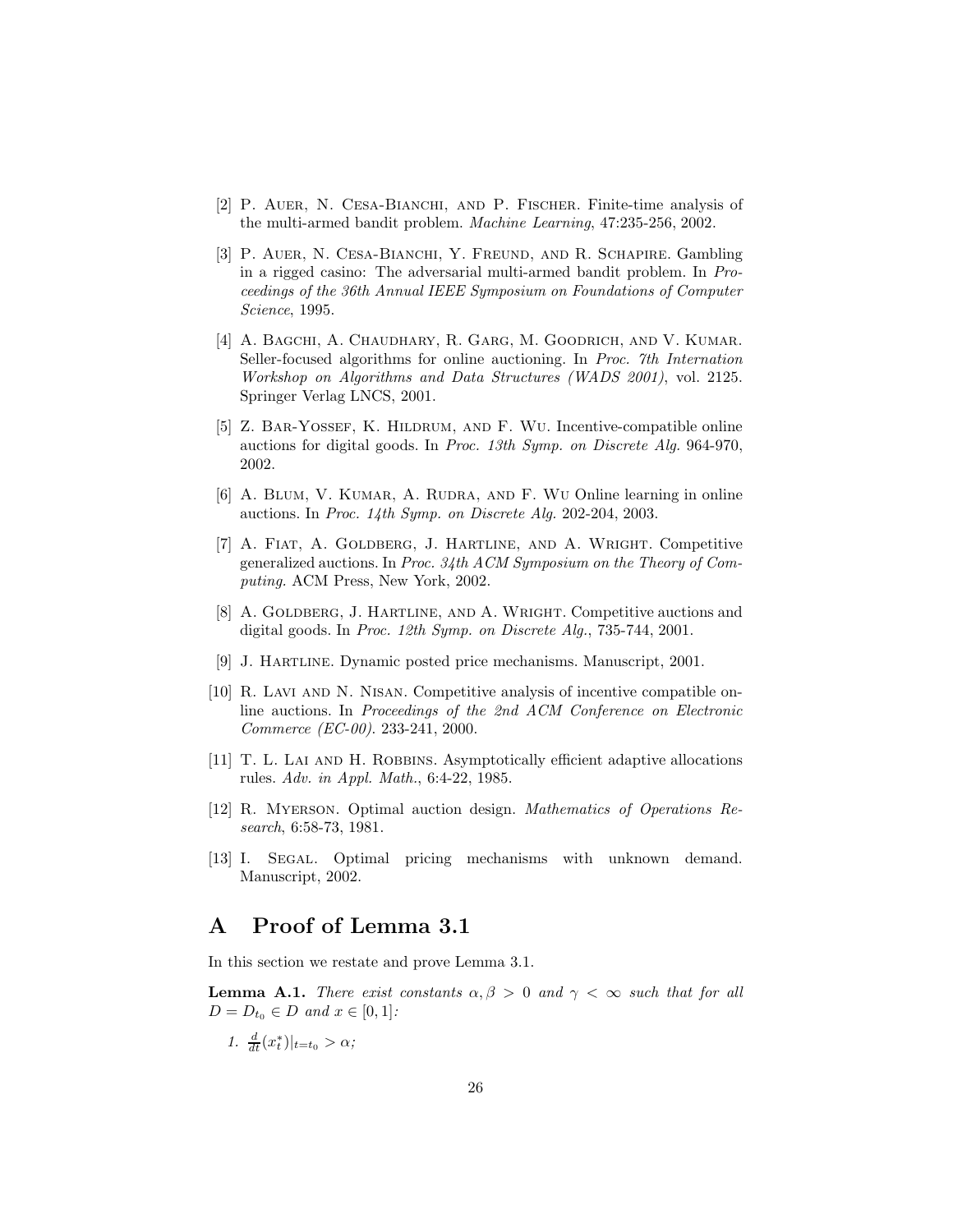[2] P. Auer, N. Cesa-Bianchi, and P. Fischer. Finite-time analysis of the multi-armed bandit problem. *Machine Learning*, 47:235-256, 2002.

[3] P. Auer, N. Cesa-Bianchi, Y. Freund, and R. Schapire. Gambling in a rigged casino: The adversarial multi-armed bandit problem. In *Proceedings of the 36th Annual IEEE Symposium on Foundations of Computer Science*, 1995.

[4] A. Bagchi, A. Chaudhary, R. Garg, M. Goodrich, and V. Kumar. Seller-focused algorithms for online auctioning. In *Proc. 7th Internation Workshop on Algorithms and Data Structures (WADS 2001)*, vol. 2125. Springer Verlag LNCS, 2001.

[5] Z. Bar-Yossef, K. Hildrum, and F. Wu. Incentive-compatible online auctions for digital goods. In *Proc. 13th Symp. on Discrete Alg.* 964-970, 2002.

[6] A. Blum, V. Kumar, A. Rudra, and F. Wu Online learning in online auctions. In *Proc. 14th Symp. on Discrete Alg.* 202-204, 2003.

[7] A. Fiat, A. Goldberg, J. Hartline, and A. Wright. Competitive generalized auctions. In *Proc. 34th ACM Symposium on the Theory of Computing.* ACM Press, New York, 2002.

[8] A. Goldberg, J. Hartline, and A. Wright. Competitive auctions and digital goods. In *Proc. 12th Symp. on Discrete Alg.*, 735-744, 2001.

[9] J. Hartline. Dynamic posted price mechanisms. Manuscript, 2001.

[10] R. Lavi and N. Nisan. Competitive analysis of incentive compatible online auctions. In *Proceedings of the 2nd ACM Conference on Electronic Commerce (EC-00).* 233-241, 2000.

[11] T. L. Lai and H. Robbins. Asymptotically efficient adaptive allocations rules. *Adv. in Appl. Math.*, 6:4-22, 1985.

[12] R. Myerson. Optimal auction design. *Mathematics of Operations Research*, 6:58-73, 1981.

[13] I. Segal. Optimal pricing mechanisms with unknown demand. Manuscript, 2002.

# A Proof of Lemma 3.1

In this section we restate and prove Lemma 3.1.

**Lemma A.1.** *There exist constants $\alpha, \beta > 0$ and $\gamma < \infty$ such that for all $D = D_{t_0} \in D$ and $x \in [0,1]$:*

1. $\frac{d}{dt}(x_t^*)|_{t=t_0} > \alpha$;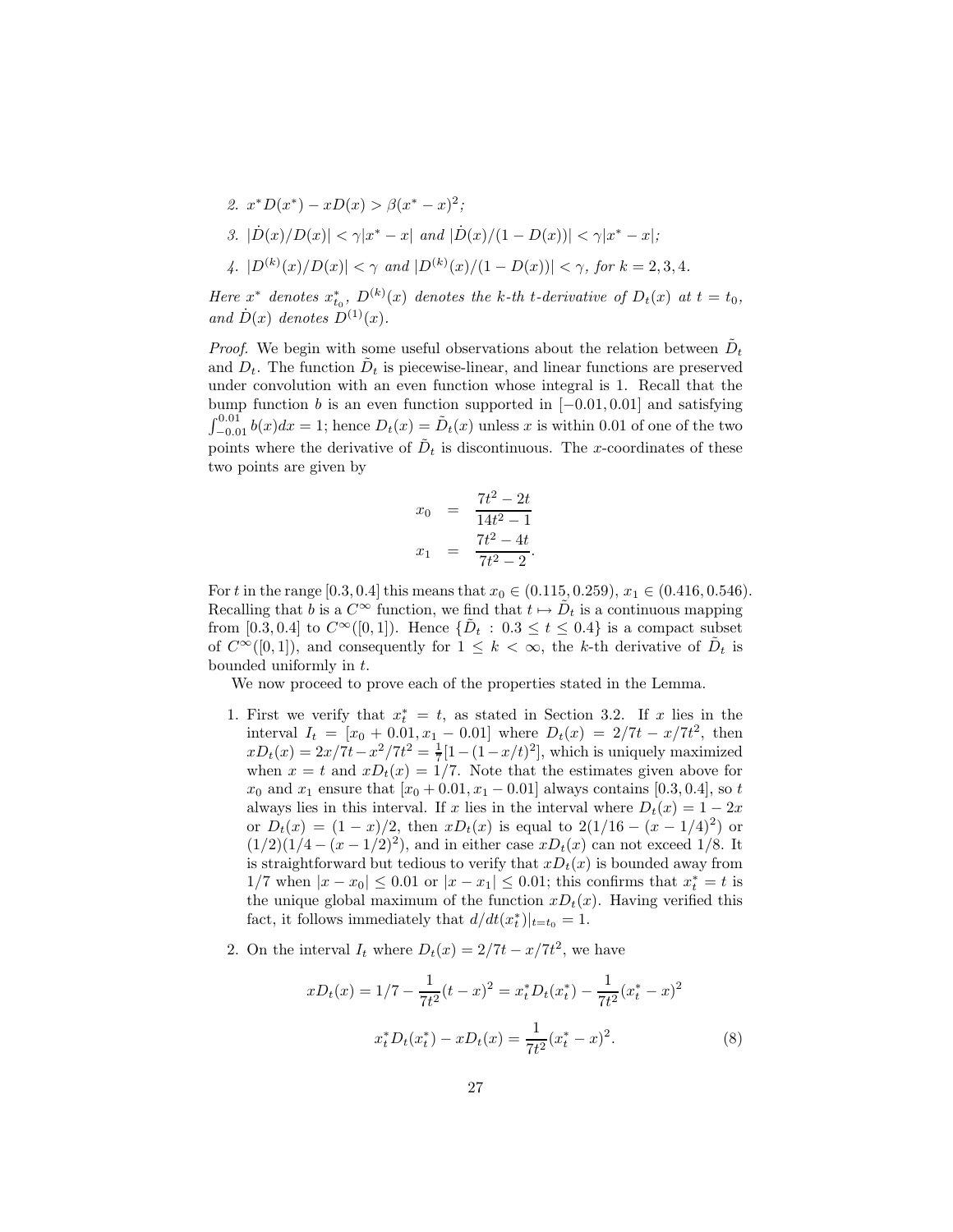2. $x^*D(x^*) - xD(x) > \beta(x^* - x)^2$;

3. $|\dot{D}(x)/D(x)| < \gamma|x^* - x|$ *and* $|\dot{D}(x)/(1 - D(x))| < \gamma|x^* - x|$;

4. $|D^{(k)}(x)/D(x)| < \gamma$ *and* $|D^{(k)}(x)/(1 - D(x))| < \gamma$, *for* $k = 2, 3, 4$.

*Here* $x^*$ *denotes* $x^*_{t_0}$, $D^{(k)}(x)$ *denotes the* $k$*-th* $t$*-derivative of* $D_t(x)$ *at* $t = t_0$, *and* $\dot{D}(x)$ *denotes* $D^{(1)}(x)$.

*Proof.* We begin with some useful observations about the relation between $\tilde{D}_t$ and $D_t$. The function $\tilde{D}_t$ is piecewise-linear, and linear functions are preserved under convolution with an even function whose integral is 1. Recall that the bump function $b$ is an even function supported in $[-0.01, 0.01]$ and satisfying $\int_{-0.01}^{0.01} b(x)dx = 1$; hence $D_t(x) = \tilde{D}_t(x)$ unless $x$ is within 0.01 of one of the two points where the derivative of $\tilde{D}_t$ is discontinuous. The $x$-coordinates of these two points are given by

$$
\begin{aligned}
x_0 &= \frac{7t^2 - 2t}{14t^2 - 1} \\
x_1 &= \frac{7t^2 - 4t}{7t^2 - 2}.
\end{aligned}
$$

For $t$ in the range $[0.3, 0.4]$ this means that $x_0 \in (0.115, 0.259)$, $x_1 \in (0.416, 0.546)$. Recalling that $b$ is a $C^\infty$ function, we find that $t \mapsto \tilde{D}_t$ is a continuous mapping from $[0.3, 0.4]$ to $C^\infty([0, 1])$. Hence $\{\tilde{D}_t : 0.3 \leq t \leq 0.4\}$ is a compact subset of $C^\infty([0, 1])$, and consequently for $1 \leq k < \infty$, the $k$-th derivative of $\tilde{D}_t$ is bounded uniformly in $t$.

We now proceed to prove each of the properties stated in the Lemma.

1. First we verify that $x^*_t = t$, as stated in Section 3.2. If $x$ lies in the interval $I_t = [x_0 + 0.01, x_1 - 0.01]$ where $D_t(x) = 2/7t - x/7t^2$, then $xD_t(x) = 2x/7t - x^2/7t^2 = \frac{1}{7}[1 - (1 - x/t)^2]$, which is uniquely maximized when $x = t$ and $xD_t(x) = 1/7$. Note that the estimates given above for $x_0$ and $x_1$ ensure that $[x_0 + 0.01, x_1 - 0.01]$ always contains $[0.3, 0.4]$, so $t$ always lies in this interval. If $x$ lies in the interval where $D_t(x) = 1 - 2x$ or $D_t(x) = (1 - x)/2$, then $xD_t(x)$ is equal to $2(1/16 - (x - 1/4)^2)$ or $(1/2)(1/4 - (x - 1/2)^2)$, and in either case $xD_t(x)$ can not exceed $1/8$. It is straightforward but tedious to verify that $xD_t(x)$ is bounded away from $1/7$ when $|x - x_0| \leq 0.01$ or $|x - x_1| \leq 0.01$; this confirms that $x^*_t = t$ is the unique global maximum of the function $xD_t(x)$. Having verified this fact, it follows immediately that $d/dt(x^*_t)|_{t=t_0} = 1$.

2. On the interval $I_t$ where $D_t(x) = 2/7t - x/7t^2$, we have

$$
xD_t(x) = 1/7 - \frac{1}{7t^2}(t - x)^2 = x^*_t D_t(x^*_t) - \frac{1}{7t^2}(x^*_t - x)^2
$$

$$
x^*_t D_t(x^*_t) - xD_t(x) = \frac{1}{7t^2}(x^*_t - x)^2. \tag{8}
$$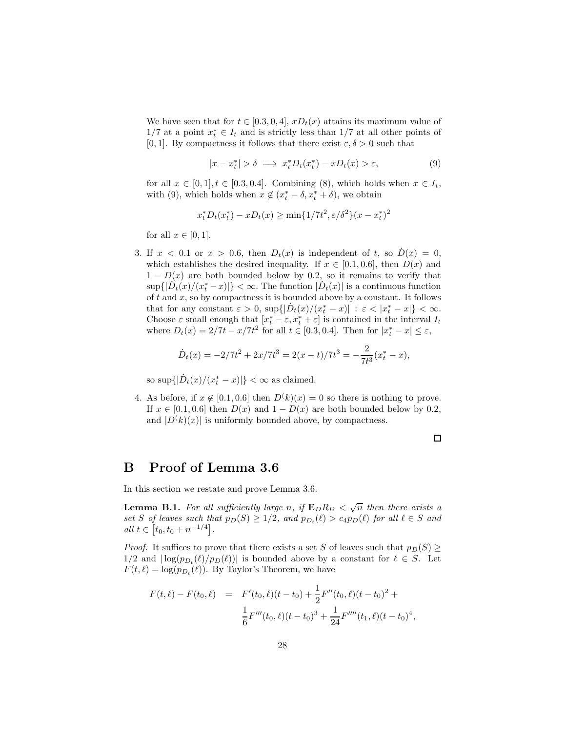We have seen that for $t \in [0.3, 0, 4]$, $xD_t(x)$ attains its maximum value of $1/7$ at a point $x_t^* \in I_t$ and is strictly less than $1/7$ at all other points of $[0, 1]$. By compactness it follows that there exist $\varepsilon, \delta > 0$ such that

$$|x - x_t^*| > \delta \implies x_t^* D_t(x_t^*) - xD_t(x) > \varepsilon, \tag{9}$$

for all $x \in [0, 1], t \in [0.3, 0.4]$. Combining (8), which holds when $x \in I_t$, with (9), which holds when $x \notin (x_t^* - \delta, x_t^* + \delta)$, we obtain

$$x_t^* D_t(x_t^*) - xD_t(x) \geq \min\{1/7t^2, \varepsilon/\delta^2\}(x - x_t^*)^2$$

for all $x \in [0, 1]$.

3. If $x < 0.1$ or $x > 0.6$, then $D_t(x)$ is independent of $t$, so $\dot{D}(x) = 0$, which establishes the desired inequality. If $x \in [0.1, 0.6]$, then $D(x)$ and $1 - D(x)$ are both bounded below by 0.2, so it remains to verify that $\sup\{|\dot{D}_t(x)/(x_t^* - x)|\} < \infty$. The function $|\dot{D}_t(x)|$ is a continuous function of $t$ and $x$, so by compactness it is bounded above by a constant. It follows that for any constant $\varepsilon > 0$, $\sup\{|\dot{D}_t(x)/(x_t^* - x)| : \varepsilon < |x_t^* - x|\} < \infty$. Choose $\varepsilon$ small enough that $[x_t^* - \varepsilon, x_t^* + \varepsilon]$ is contained in the interval $I_t$ where $D_t(x) = 2/7t - x/7t^2$ for all $t \in [0.3, 0.4]$. Then for $|x_t^* - x| \leq \varepsilon$,

$$\dot{D}_t(x) = -2/7t^2 + 2x/7t^3 = 2(x - t)/7t^3 = -\frac{2}{7t^3}(x_t^* - x),$$

so $\sup\{|\dot{D}_t(x)/(x_t^* - x)|\} < \infty$ as claimed.

4. As before, if $x \notin [0.1, 0.6]$ then $D^(k)(x) = 0$ so there is nothing to prove. If $x \in [0.1, 0.6]$ then $D(x)$ and $1 - D(x)$ are both bounded below by 0.2, and $|D^(k)(x)|$ is uniformly bounded above, by compactness.

□

## B Proof of Lemma 3.6

In this section we restate and prove Lemma 3.6.

**Lemma B.1.** *For all sufficiently large $n$, if $\mathbf{E}_D R_D < \sqrt{n}$ then there exists a set $S$ of leaves such that $p_D(S) \geq 1/2$, and $p_{D_t}(\ell) > c_4 p_D(\ell)$ for all $\ell \in S$ and all $t \in \left[t_0, t_0 + n^{-1/4}\right]$.*

*Proof.* It suffices to prove that there exists a set $S$ of leaves such that $p_D(S) \geq 1/2$ and $|\log(p_{D_t}(\ell)/p_D(\ell))|$ is bounded above by a constant for $\ell \in S$. Let $F(t, \ell) = \log(p_{D_t}(\ell))$. By Taylor's Theorem, we have

$$\begin{aligned} F(t, \ell) - F(t_0, \ell) &= F'(t_0, \ell)(t - t_0) + \frac{1}{2}F''(t_0, \ell)(t - t_0)^2 + \\ &\quad \frac{1}{6}F'''(t_0, \ell)(t - t_0)^3 + \frac{1}{24}F''''(t_1, \ell)(t - t_0)^4, \end{aligned}$$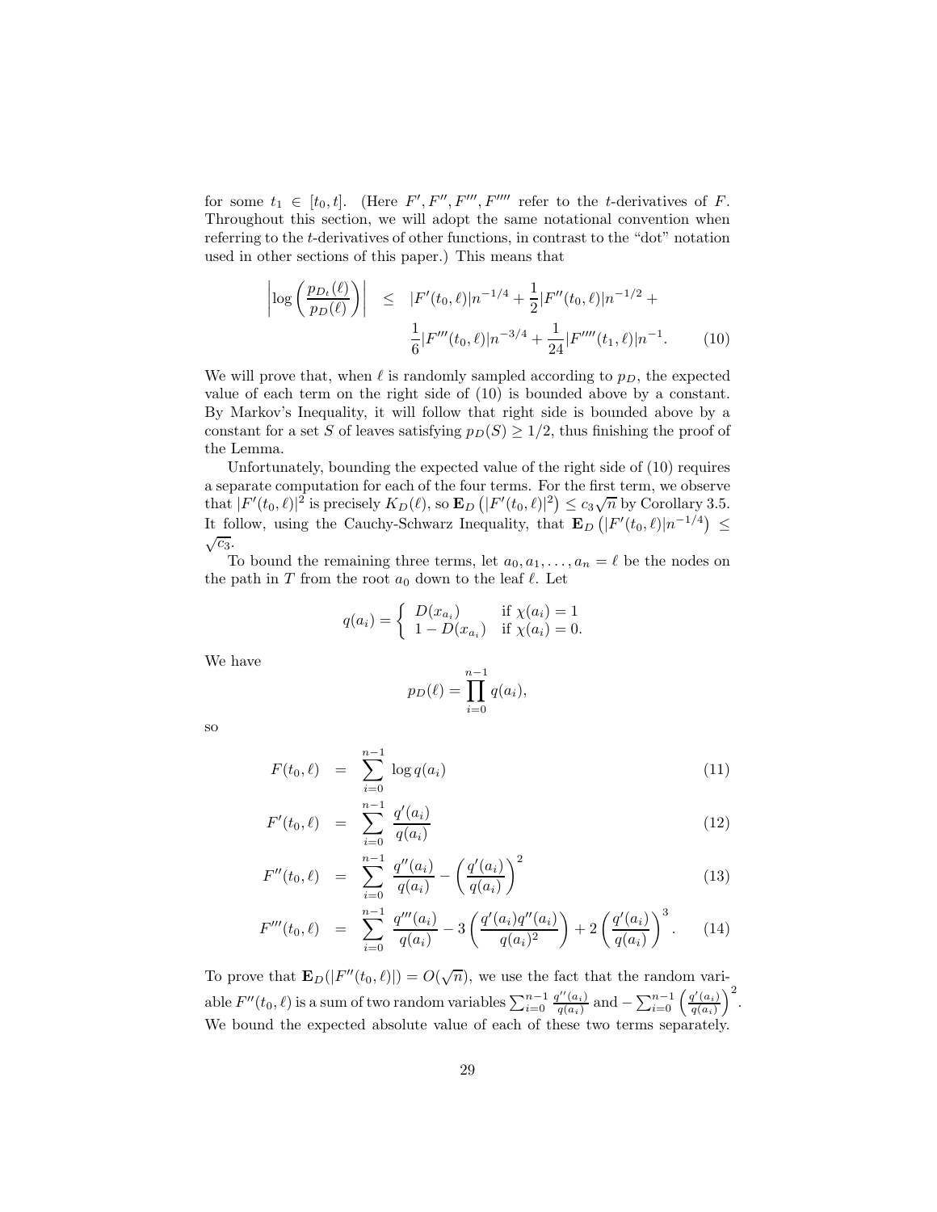for some $t_1 \in [t_0, t]$. (Here $F', F'', F''', F''''$ refer to the $t$-derivatives of $F$. Throughout this section, we will adopt the same notational convention when referring to the $t$-derivatives of other functions, in contrast to the "dot" notation used in other sections of this paper.) This means that

$$\left|\log\left(\frac{p_{D_t}(\ell)}{p_D(\ell)}\right)\right| \leq |F'(t_0,\ell)|n^{-1/4} + \frac{1}{2}|F''(t_0,\ell)|n^{-1/2} + \frac{1}{6}|F'''(t_0,\ell)|n^{-3/4} + \frac{1}{24}|F''''(t_1,\ell)|n^{-1}. \tag{10}$$

We will prove that, when $\ell$ is randomly sampled according to $p_D$, the expected value of each term on the right side of (10) is bounded above by a constant. By Markov's Inequality, it will follow that right side is bounded above by a constant for a set $S$ of leaves satisfying $p_D(S) \geq 1/2$, thus finishing the proof of the Lemma.

Unfortunately, bounding the expected value of the right side of (10) requires a separate computation for each of the four terms. For the first term, we observe that $|F'(t_0,\ell)|^2$ is precisely $K_D(\ell)$, so $\mathbf{E}_D\left(|F'(t_0,\ell)|^2\right) \leq c_3\sqrt{n}$ by Corollary 3.5. It follow, using the Cauchy-Schwarz Inequality, that $\mathbf{E}_D\left(|F'(t_0,\ell)|n^{-1/4}\right) \leq \sqrt{c_3}$.

To bound the remaining three terms, let $a_0, a_1, \ldots, a_n = \ell$ be the nodes on the path in $T$ from the root $a_0$ down to the leaf $\ell$. Let

$$q(a_i) = \begin{cases} D(x_{a_i}) & \text{if } \chi(a_i) = 1 \\ 1 - D(x_{a_i}) & \text{if } \chi(a_i) = 0. \end{cases}$$

We have

$$p_D(\ell) = \prod_{i=0}^{n-1} q(a_i),$$

so

$$F(t_0,\ell) = \sum_{i=0}^{n-1} \log q(a_i) \tag{11}$$

$$F'(t_0,\ell) = \sum_{i=0}^{n-1} \frac{q'(a_i)}{q(a_i)} \tag{12}$$

$$F''(t_0,\ell) = \sum_{i=0}^{n-1} \frac{q''(a_i)}{q(a_i)} - \left(\frac{q'(a_i)}{q(a_i)}\right)^2 \tag{13}$$

$$F'''(t_0,\ell) = \sum_{i=0}^{n-1} \frac{q'''(a_i)}{q(a_i)} - 3\left(\frac{q'(a_i)q''(a_i)}{q(a_i)^2}\right) + 2\left(\frac{q'(a_i)}{q(a_i)}\right)^3. \tag{14}$$

To prove that $\mathbf{E}_D(|F''(t_0,\ell)|) = O(\sqrt{n})$, we use the fact that the random variable $F''(t_0,\ell)$ is a sum of two random variables $\sum_{i=0}^{n-1} \frac{q''(a_i)}{q(a_i)}$ and $-\sum_{i=0}^{n-1}\left(\frac{q'(a_i)}{q(a_i)}\right)^2$. We bound the expected absolute value of each of these two terms separately.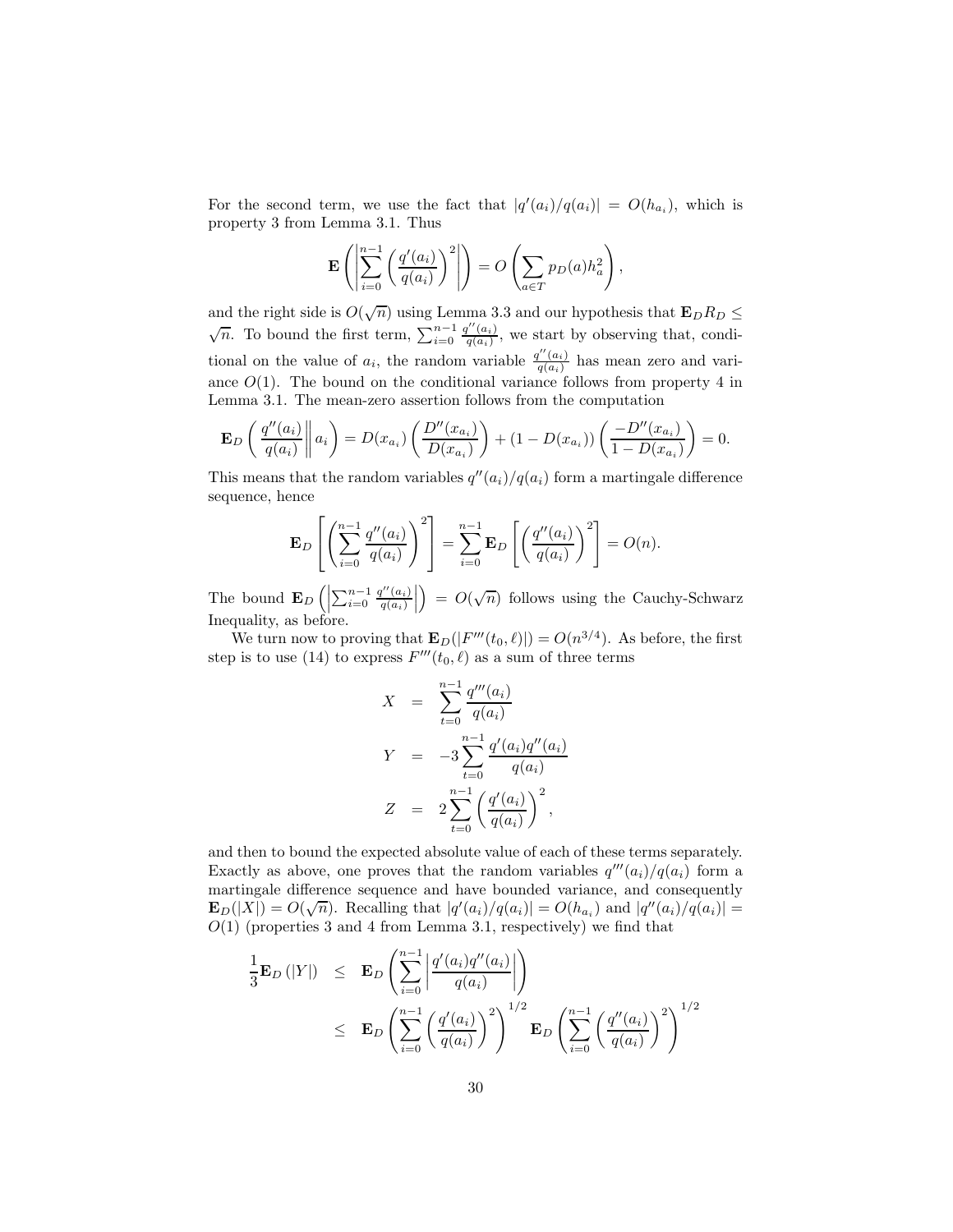For the second term, we use the fact that $|q'(a_i)/q(a_i)| = O(h_{a_i})$, which is property 3 from Lemma 3.1. Thus

$$\mathbf{E}\left(\left|\sum_{i=0}^{n-1}\left(\frac{q'(a_i)}{q(a_i)}\right)^2\right|\right) = O\left(\sum_{a\in T} p_D(a) h_a^2\right),$$

and the right side is $O(\sqrt{n})$ using Lemma 3.3 and our hypothesis that $\mathbf{E}_D R_D \leq \sqrt{n}$. To bound the first term, $\sum_{i=0}^{n-1} \frac{q''(a_i)}{q(a_i)}$, we start by observing that, conditional on the value of $a_i$, the random variable $\frac{q''(a_i)}{q(a_i)}$ has mean zero and variance $O(1)$. The bound on the conditional variance follows from property 4 in Lemma 3.1. The mean-zero assertion follows from the computation

$$\mathbf{E}_D\left(\frac{q''(a_i)}{q(a_i)}\middle\| a_i\right) = D(x_{a_i})\left(\frac{D''(x_{a_i})}{D(x_{a_i})}\right) + (1 - D(x_{a_i}))\left(\frac{-D''(x_{a_i})}{1 - D(x_{a_i})}\right) = 0.$$

This means that the random variables $q''(a_i)/q(a_i)$ form a martingale difference sequence, hence

$$\mathbf{E}_D\left[\left(\sum_{i=0}^{n-1}\frac{q''(a_i)}{q(a_i)}\right)^2\right] = \sum_{i=0}^{n-1}\mathbf{E}_D\left[\left(\frac{q''(a_i)}{q(a_i)}\right)^2\right] = O(n).$$

The bound $\mathbf{E}_D\left(\left|\sum_{i=0}^{n-1}\frac{q''(a_i)}{q(a_i)}\right|\right) = O(\sqrt{n})$ follows using the Cauchy-Schwarz Inequality, as before.

We turn now to proving that $\mathbf{E}_D(|F'''(t_0, \ell)|) = O(n^{3/4})$. As before, the first step is to use (14) to express $F'''(t_0, \ell)$ as a sum of three terms

$$\begin{aligned}
X &= \sum_{t=0}^{n-1}\frac{q'''(a_i)}{q(a_i)} \\
Y &= -3\sum_{t=0}^{n-1}\frac{q'(a_i)q''(a_i)}{q(a_i)} \\
Z &= 2\sum_{t=0}^{n-1}\left(\frac{q'(a_i)}{q(a_i)}\right)^2,
\end{aligned}$$

and then to bound the expected absolute value of each of these terms separately. Exactly as above, one proves that the random variables $q'''(a_i)/q(a_i)$ form a martingale difference sequence and have bounded variance, and consequently $\mathbf{E}_D(|X|) = O(\sqrt{n})$. Recalling that $|q'(a_i)/q(a_i)| = O(h_{a_i})$ and $|q''(a_i)/q(a_i)| = O(1)$ (properties 3 and 4 from Lemma 3.1, respectively) we find that

$$\begin{aligned}
\frac{1}{3}\mathbf{E}_D(|Y|) &\leq \mathbf{E}_D\left(\sum_{i=0}^{n-1}\left|\frac{q'(a_i)q''(a_i)}{q(a_i)}\right|\right) \\
&\leq \mathbf{E}_D\left(\sum_{i=0}^{n-1}\left(\frac{q'(a_i)}{q(a_i)}\right)^2\right)^{1/2}\mathbf{E}_D\left(\sum_{i=0}^{n-1}\left(\frac{q''(a_i)}{q(a_i)}\right)^2\right)^{1/2}
\end{aligned}$$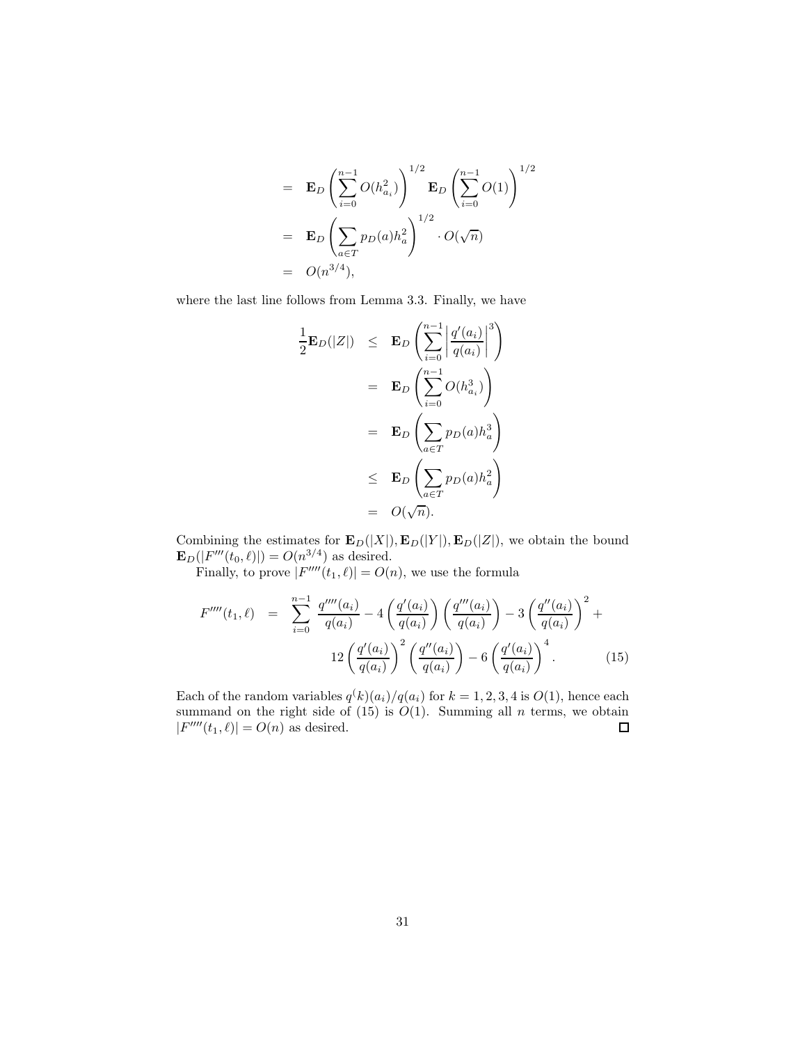$$
\begin{aligned}
&= \mathbf{E}_D\left(\sum_{i=0}^{n-1} O(h_{a_i}^2)\right)^{1/2} \mathbf{E}_D\left(\sum_{i=0}^{n-1} O(1)\right)^{1/2} \\
&= \mathbf{E}_D\left(\sum_{a \in T} p_D(a) h_a^2\right)^{1/2} \cdot O(\sqrt{n}) \\
&= O(n^{3/4}),
\end{aligned}
$$

where the last line follows from Lemma 3.3. Finally, we have

$$
\begin{aligned}
\frac{1}{2}\mathbf{E}_D(|Z|) &\leq \mathbf{E}_D\left(\sum_{i=0}^{n-1} \left|\frac{q'(a_i)}{q(a_i)}\right|^3\right) \\
&= \mathbf{E}_D\left(\sum_{i=0}^{n-1} O(h_{a_i}^3)\right) \\
&= \mathbf{E}_D\left(\sum_{a \in T} p_D(a) h_a^3\right) \\
&\leq \mathbf{E}_D\left(\sum_{a \in T} p_D(a) h_a^2\right) \\
&= O(\sqrt{n}).
\end{aligned}
$$

Combining the estimates for $\mathbf{E}_D(|X|), \mathbf{E}_D(|Y|), \mathbf{E}_D(|Z|)$, we obtain the bound $\mathbf{E}_D(|F'''(t_0, \ell)|) = O(n^{3/4})$ as desired.

Finally, to prove $|F''''(t_1, \ell)| = O(n)$, we use the formula

$$
\begin{aligned}
F''''(t_1, \ell) \;=\; \sum_{i=0}^{n-1} \frac{q''''(a_i)}{q(a_i)} - 4\left(\frac{q'(a_i)}{q(a_i)}\right)\left(\frac{q'''(a_i)}{q(a_i)}\right) - 3\left(\frac{q''(a_i)}{q(a_i)}\right)^2 + \\
12\left(\frac{q'(a_i)}{q(a_i)}\right)^2\left(\frac{q''(a_i)}{q(a_i)}\right) - 6\left(\frac{q'(a_i)}{q(a_i)}\right)^4. \qquad (15)
\end{aligned}
$$

Each of the random variables $q^(k)(a_i)/q(a_i)$ for $k = 1, 2, 3, 4$ is $O(1)$, hence each summand on the right side of (15) is $O(1)$. Summing all $n$ terms, we obtain $|F''''(t_1, \ell)| = O(n)$ as desired. □